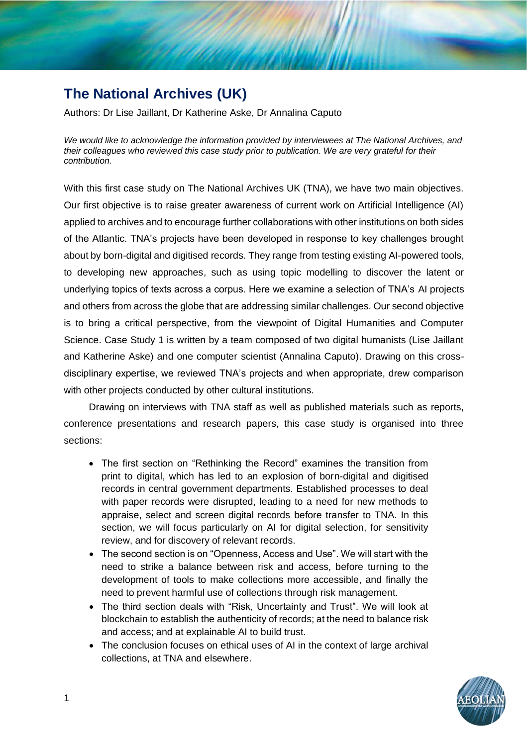# The National Archives (UK)

Authors: Dr Lise Jaillant, Dr Katherine Aske, Dr Annalina Caputo

*We would like to acknowledge the information provided by interviewees at The National Archives, and their colleagues who reviewed this case study prior to publication. We are very grateful for their contribution.*

With this first case study on The National Archives UK (TNA), we have two main objectives. Our first objective is to raise greater awareness of current work on Artificial Intelligence (AI) applied to archives and to encourage further collaborations with other institutions on both sides of the Atlantic. TNA's projects have been developed in response to key challenges brought about by born-digital and digitised records. They range from testing existing AI-powered tools, to developing new approaches, such as using topic modelling to discover the latent or underlying topics of texts across a corpus. Here we examine a selection of TNA's AI projects and others from across the globe that are addressing similar challenges. Our second objective is to bring a critical perspective, from the viewpoint of Digital Humanities and Computer Science. Case Study 1 is written by a team composed of two digital humanists (Lise Jaillant and Katherine Aske) and one computer scientist (Annalina Caputo). Drawing on this cross-disciplinary expertise, we reviewed TNA's projects and when appropriate, drew comparison with other projects conducted by other cultural institutions.

Drawing on interviews with TNA staff as well as published materials such as reports, conference presentations and research papers, this case study is organised into three sections:

- The first section on "Rethinking the Record" examines the transition from print to digital, which has led to an explosion of born-digital and digitised records in central government departments. Established processes to deal with paper records were disrupted, leading to a need for new methods to appraise, select and screen digital records before transfer to TNA. In this section, we will focus particularly on AI for digital selection, for sensitivity review, and for discovery of relevant records.
- The second section is on "Openness, Access and Use". We will start with the need to strike a balance between risk and access, before turning to the development of tools to make collections more accessible, and finally the need to prevent harmful use of collections through risk management.
- The third section deals with "Risk, Uncertainty and Trust". We will look at blockchain to establish the authenticity of records; at the need to balance risk and access; and at explainable AI to build trust.
- The conclusion focuses on ethical uses of AI in the context of large archival collections, at TNA and elsewhere.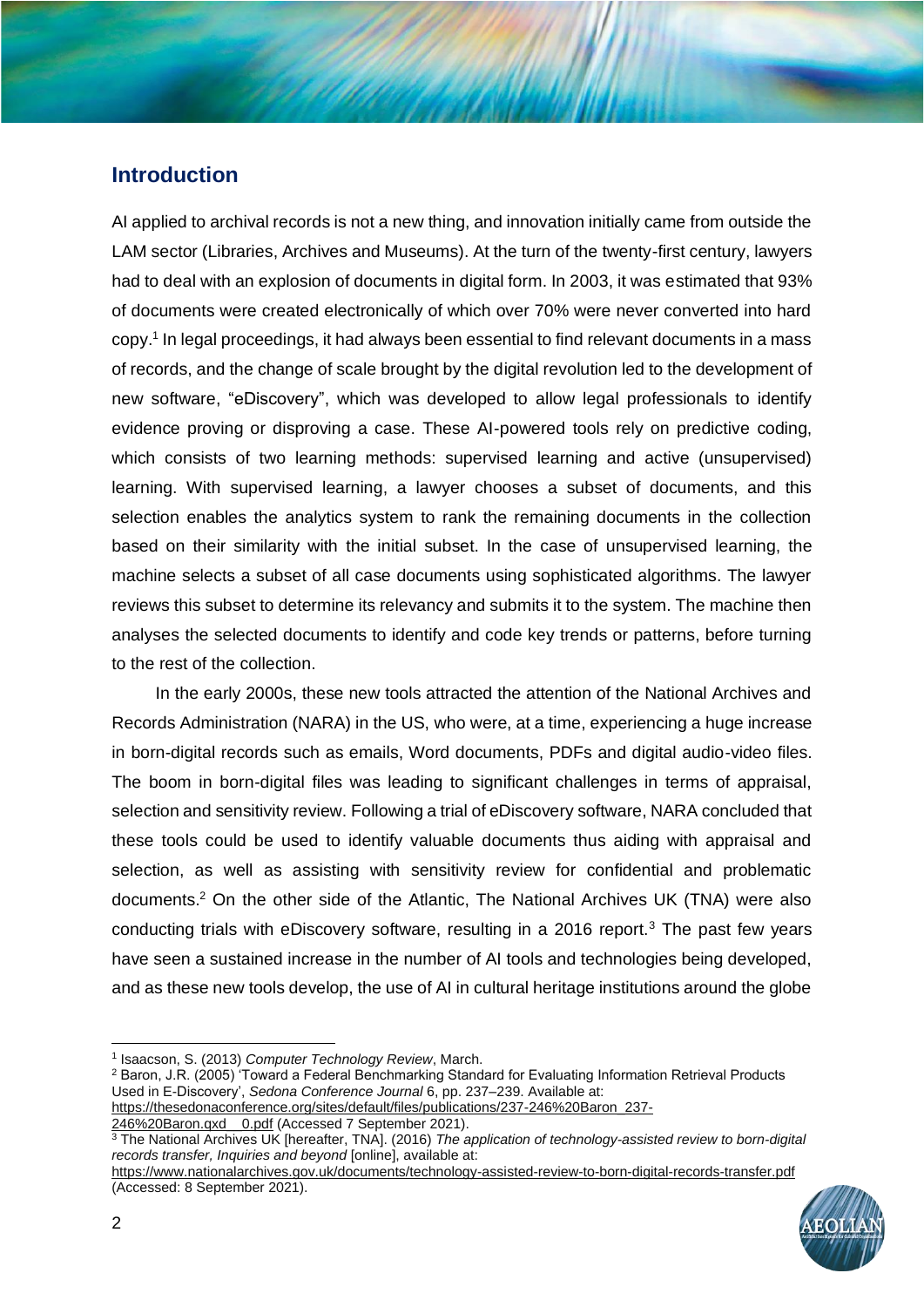## Introduction

AI applied to archival records is not a new thing, and innovation initially came from outside the LAM sector (Libraries, Archives and Museums). At the turn of the twenty-first century, lawyers had to deal with an explosion of documents in digital form. In 2003, it was estimated that 93% of documents were created electronically of which over 70% were never converted into hard copy.[1] In legal proceedings, it had always been essential to find relevant documents in a mass of records, and the change of scale brought by the digital revolution led to the development of new software, "eDiscovery", which was developed to allow legal professionals to identify evidence proving or disproving a case. These AI-powered tools rely on predictive coding, which consists of two learning methods: supervised learning and active (unsupervised) learning. With supervised learning, a lawyer chooses a subset of documents, and this selection enables the analytics system to rank the remaining documents in the collection based on their similarity with the initial subset. In the case of unsupervised learning, the machine selects a subset of all case documents using sophisticated algorithms. The lawyer reviews this subset to determine its relevancy and submits it to the system. The machine then analyses the selected documents to identify and code key trends or patterns, before turning to the rest of the collection.

In the early 2000s, these new tools attracted the attention of the National Archives and Records Administration (NARA) in the US, who were, at a time, experiencing a huge increase in born-digital records such as emails, Word documents, PDFs and digital audio-video files. The boom in born-digital files was leading to significant challenges in terms of appraisal, selection and sensitivity review. Following a trial of eDiscovery software, NARA concluded that these tools could be used to identify valuable documents thus aiding with appraisal and selection, as well as assisting with sensitivity review for confidential and problematic documents.[2] On the other side of the Atlantic, The National Archives UK (TNA) were also conducting trials with eDiscovery software, resulting in a 2016 report.[3] The past few years have seen a sustained increase in the number of AI tools and technologies being developed, and as these new tools develop, the use of AI in cultural heritage institutions around the globe

---

[1] Isaacson, S. (2013) *Computer Technology Review*, March.

[2] Baron, J.R. (2005) 'Toward a Federal Benchmarking Standard for Evaluating Information Retrieval Products Used in E-Discovery', *Sedona Conference Journal* 6, pp. 237–239. Available at: https://thesedonaconference.org/sites/default/files/publications/237-246%20Baron_237-246%20Baron.qxd__0.pdf (Accessed 7 September 2021).

[3] The National Archives UK [hereafter, TNA]. (2016) *The application of technology-assisted review to born-digital records transfer, Inquiries and beyond* [online], available at: https://www.nationalarchives.gov.uk/documents/technology-assisted-review-to-born-digital-records-transfer.pdf (Accessed: 8 September 2021).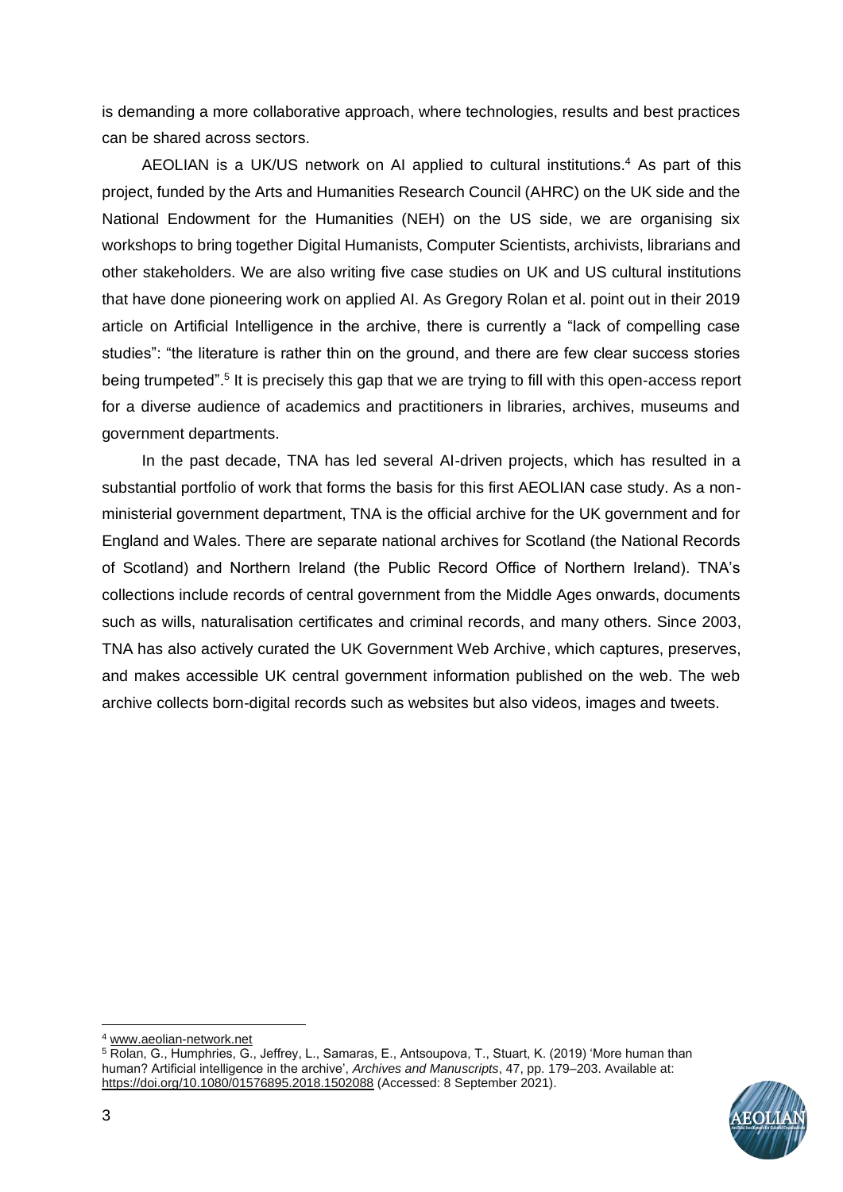is demanding a more collaborative approach, where technologies, results and best practices can be shared across sectors.

AEOLIAN is a UK/US network on AI applied to cultural institutions.[4] As part of this project, funded by the Arts and Humanities Research Council (AHRC) on the UK side and the National Endowment for the Humanities (NEH) on the US side, we are organising six workshops to bring together Digital Humanists, Computer Scientists, archivists, librarians and other stakeholders. We are also writing five case studies on UK and US cultural institutions that have done pioneering work on applied AI. As Gregory Rolan et al. point out in their 2019 article on Artificial Intelligence in the archive, there is currently a "lack of compelling case studies": "the literature is rather thin on the ground, and there are few clear success stories being trumpeted".[5] It is precisely this gap that we are trying to fill with this open-access report for a diverse audience of academics and practitioners in libraries, archives, museums and government departments.

In the past decade, TNA has led several AI-driven projects, which has resulted in a substantial portfolio of work that forms the basis for this first AEOLIAN case study. As a non-ministerial government department, TNA is the official archive for the UK government and for England and Wales. There are separate national archives for Scotland (the National Records of Scotland) and Northern Ireland (the Public Record Office of Northern Ireland). TNA's collections include records of central government from the Middle Ages onwards, documents such as wills, naturalisation certificates and criminal records, and many others. Since 2003, TNA has also actively curated the UK Government Web Archive, which captures, preserves, and makes accessible UK central government information published on the web. The web archive collects born-digital records such as websites but also videos, images and tweets.

---

[4] www.aeolian-network.net

[5] Rolan, G., Humphries, G., Jeffrey, L., Samaras, E., Antsoupova, T., Stuart, K. (2019) 'More human than human? Artificial intelligence in the archive', *Archives and Manuscripts*, 47, pp. 179–203. Available at: https://doi.org/10.1080/01576895.2018.1502088 (Accessed: 8 September 2021).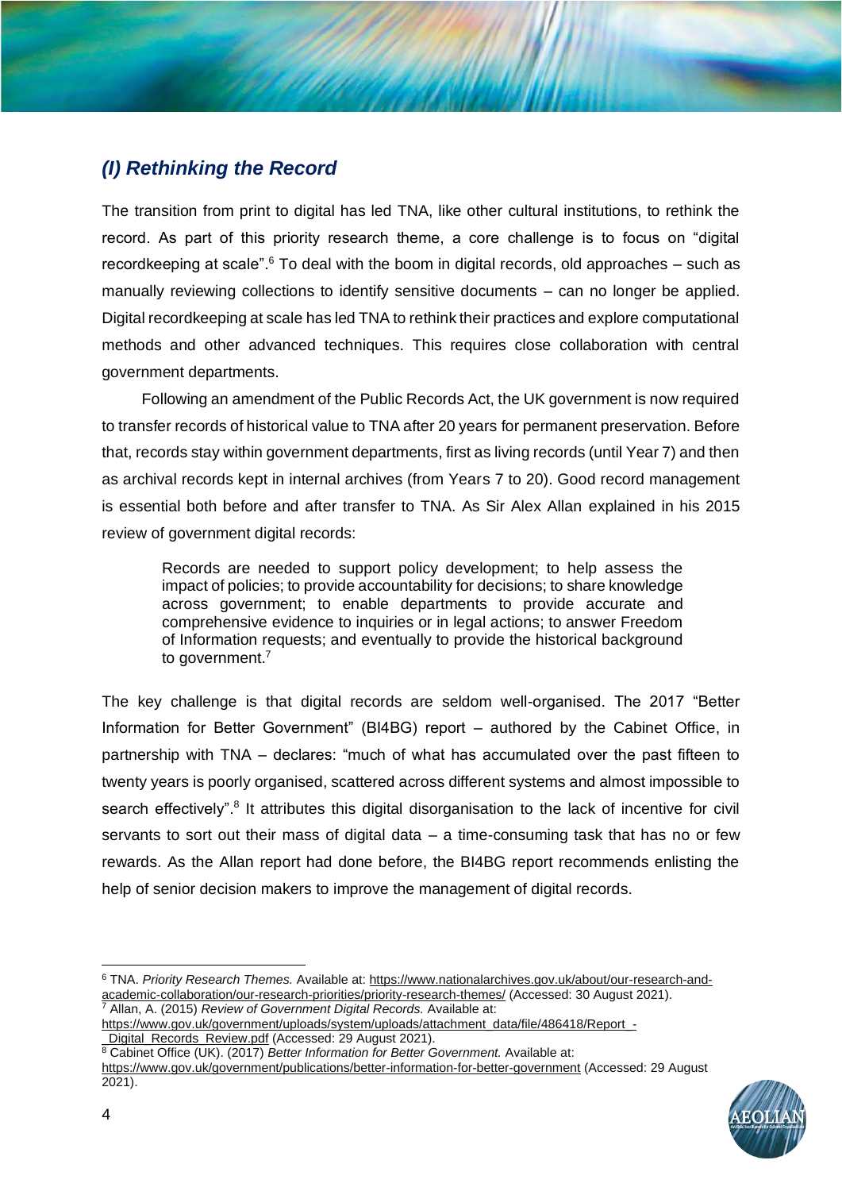## *(I) Rethinking the Record*

The transition from print to digital has led TNA, like other cultural institutions, to rethink the record. As part of this priority research theme, a core challenge is to focus on "digital recordkeeping at scale".[6] To deal with the boom in digital records, old approaches – such as manually reviewing collections to identify sensitive documents – can no longer be applied. Digital recordkeeping at scale has led TNA to rethink their practices and explore computational methods and other advanced techniques. This requires close collaboration with central government departments.

Following an amendment of the Public Records Act, the UK government is now required to transfer records of historical value to TNA after 20 years for permanent preservation. Before that, records stay within government departments, first as living records (until Year 7) and then as archival records kept in internal archives (from Years 7 to 20). Good record management is essential both before and after transfer to TNA. As Sir Alex Allan explained in his 2015 review of government digital records:

> Records are needed to support policy development; to help assess the impact of policies; to provide accountability for decisions; to share knowledge across government; to enable departments to provide accurate and comprehensive evidence to inquiries or in legal actions; to answer Freedom of Information requests; and eventually to provide the historical background to government.[7]

The key challenge is that digital records are seldom well-organised. The 2017 "Better Information for Better Government" (BI4BG) report – authored by the Cabinet Office, in partnership with TNA – declares: "much of what has accumulated over the past fifteen to twenty years is poorly organised, scattered across different systems and almost impossible to search effectively".[8] It attributes this digital disorganisation to the lack of incentive for civil servants to sort out their mass of digital data – a time-consuming task that has no or few rewards. As the Allan report had done before, the BI4BG report recommends enlisting the help of senior decision makers to improve the management of digital records.

---

[6] TNA. *Priority Research Themes.* Available at: https://www.nationalarchives.gov.uk/about/our-research-and-academic-collaboration/our-research-priorities/priority-research-themes/ (Accessed: 30 August 2021).

[7] Allan, A. (2015) *Review of Government Digital Records.* Available at: https://www.gov.uk/government/uploads/system/uploads/attachment_data/file/486418/Report_-_Digital_Records_Review.pdf (Accessed: 29 August 2021).

[8] Cabinet Office (UK). (2017) *Better Information for Better Government.* Available at: https://www.gov.uk/government/publications/better-information-for-better-government (Accessed: 29 August 2021).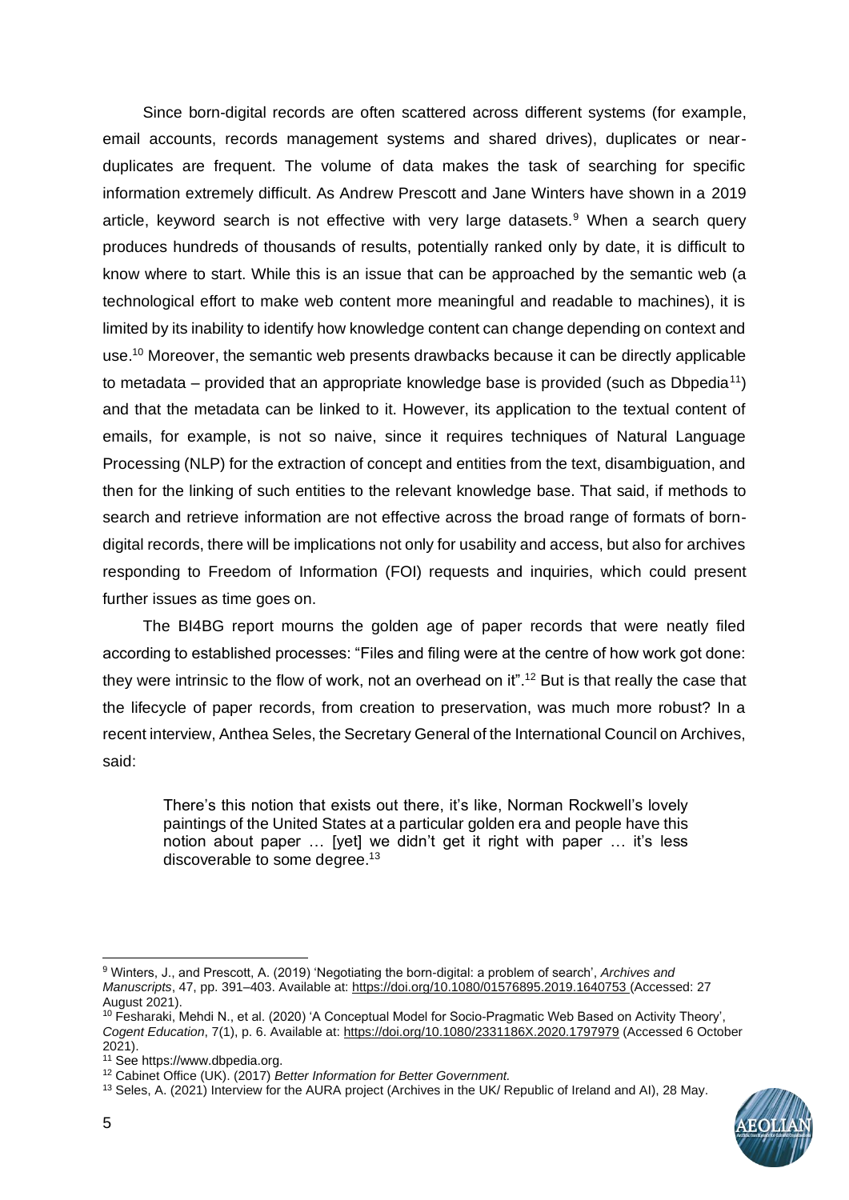Since born-digital records are often scattered across different systems (for example, email accounts, records management systems and shared drives), duplicates or near-duplicates are frequent. The volume of data makes the task of searching for specific information extremely difficult. As Andrew Prescott and Jane Winters have shown in a 2019 article, keyword search is not effective with very large datasets.[9] When a search query produces hundreds of thousands of results, potentially ranked only by date, it is difficult to know where to start. While this is an issue that can be approached by the semantic web (a technological effort to make web content more meaningful and readable to machines), it is limited by its inability to identify how knowledge content can change depending on context and use.[10] Moreover, the semantic web presents drawbacks because it can be directly applicable to metadata – provided that an appropriate knowledge base is provided (such as Dbpedia[11]) and that the metadata can be linked to it. However, its application to the textual content of emails, for example, is not so naive, since it requires techniques of Natural Language Processing (NLP) for the extraction of concept and entities from the text, disambiguation, and then for the linking of such entities to the relevant knowledge base. That said, if methods to search and retrieve information are not effective across the broad range of formats of born-digital records, there will be implications not only for usability and access, but also for archives responding to Freedom of Information (FOI) requests and inquiries, which could present further issues as time goes on.

The BI4BG report mourns the golden age of paper records that were neatly filed according to established processes: "Files and filing were at the centre of how work got done: they were intrinsic to the flow of work, not an overhead on it".[12] But is that really the case that the lifecycle of paper records, from creation to preservation, was much more robust? In a recent interview, Anthea Seles, the Secretary General of the International Council on Archives, said:

> There's this notion that exists out there, it's like, Norman Rockwell's lovely paintings of the United States at a particular golden era and people have this notion about paper … [yet] we didn't get it right with paper … it's less discoverable to some degree.[13]

---

[9] Winters, J., and Prescott, A. (2019) 'Negotiating the born-digital: a problem of search', *Archives and Manuscripts*, 47, pp. 391–403. Available at: https://doi.org/10.1080/01576895.2019.1640753 (Accessed: 27 August 2021).

[10] Fesharaki, Mehdi N., et al. (2020) 'A Conceptual Model for Socio-Pragmatic Web Based on Activity Theory', *Cogent Education*, 7(1), p. 6. Available at: https://doi.org/10.1080/2331186X.2020.1797979 (Accessed 6 October 2021).

[11] See https://www.dbpedia.org.

[12] Cabinet Office (UK). (2017) *Better Information for Better Government.*

[13] Seles, A. (2021) Interview for the AURA project (Archives in the UK/ Republic of Ireland and AI), 28 May.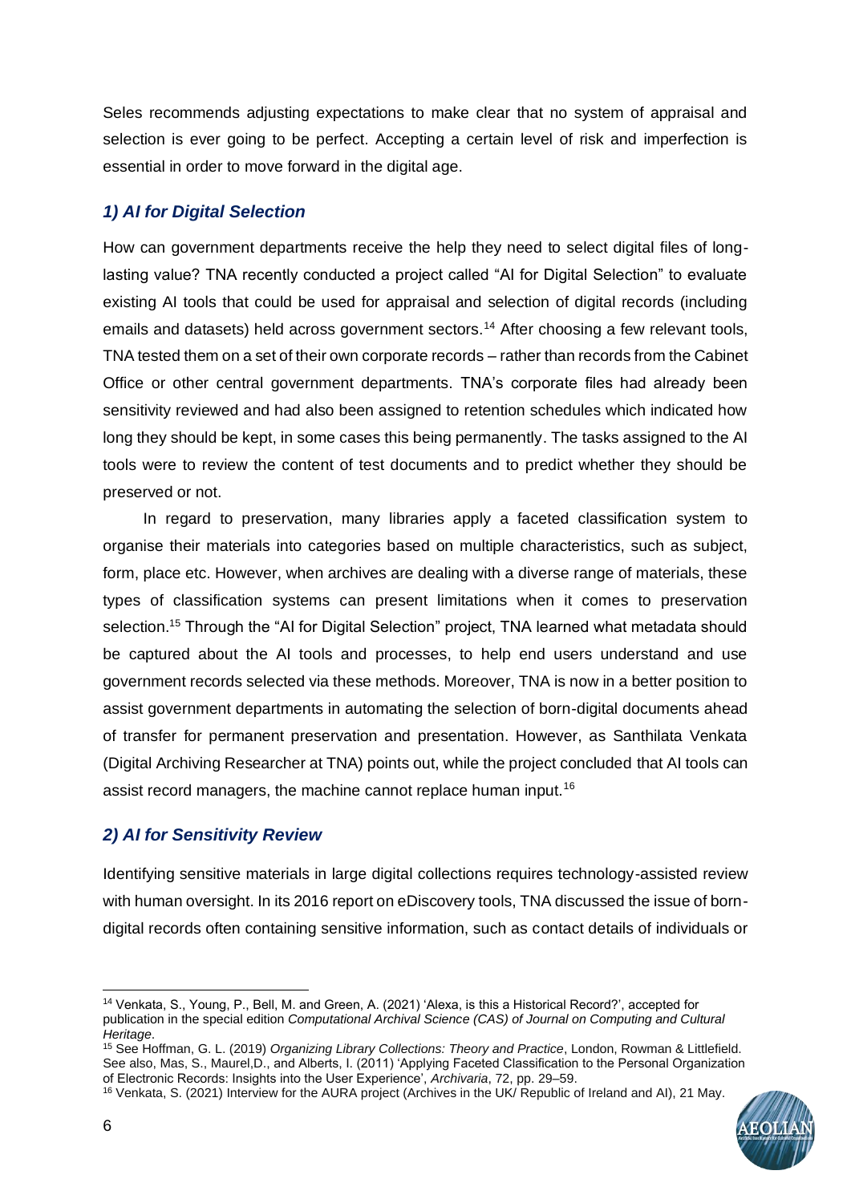Seles recommends adjusting expectations to make clear that no system of appraisal and selection is ever going to be perfect. Accepting a certain level of risk and imperfection is essential in order to move forward in the digital age.

### *1) AI for Digital Selection*

How can government departments receive the help they need to select digital files of long-lasting value? TNA recently conducted a project called "AI for Digital Selection" to evaluate existing AI tools that could be used for appraisal and selection of digital records (including emails and datasets) held across government sectors.[14] After choosing a few relevant tools, TNA tested them on a set of their own corporate records – rather than records from the Cabinet Office or other central government departments. TNA's corporate files had already been sensitivity reviewed and had also been assigned to retention schedules which indicated how long they should be kept, in some cases this being permanently. The tasks assigned to the AI tools were to review the content of test documents and to predict whether they should be preserved or not.

In regard to preservation, many libraries apply a faceted classification system to organise their materials into categories based on multiple characteristics, such as subject, form, place etc. However, when archives are dealing with a diverse range of materials, these types of classification systems can present limitations when it comes to preservation selection.[15] Through the "AI for Digital Selection" project, TNA learned what metadata should be captured about the AI tools and processes, to help end users understand and use government records selected via these methods. Moreover, TNA is now in a better position to assist government departments in automating the selection of born-digital documents ahead of transfer for permanent preservation and presentation. However, as Santhilata Venkata (Digital Archiving Researcher at TNA) points out, while the project concluded that AI tools can assist record managers, the machine cannot replace human input.[16]

### *2) AI for Sensitivity Review*

Identifying sensitive materials in large digital collections requires technology-assisted review with human oversight. In its 2016 report on eDiscovery tools, TNA discussed the issue of born-digital records often containing sensitive information, such as contact details of individuals or

---

[14] Venkata, S., Young, P., Bell, M. and Green, A. (2021) 'Alexa, is this a Historical Record?', accepted for publication in the special edition *Computational Archival Science (CAS) of Journal on Computing and Cultural Heritage*.

[15] See Hoffman, G. L. (2019) *Organizing Library Collections: Theory and Practice*, London, Rowman & Littlefield. See also, Mas, S., Maurel,D., and Alberts, I. (2011) 'Applying Faceted Classification to the Personal Organization of Electronic Records: Insights into the User Experience', *Archivaria*, 72, pp. 29–59.

[16] Venkata, S. (2021) Interview for the AURA project (Archives in the UK/ Republic of Ireland and AI), 21 May.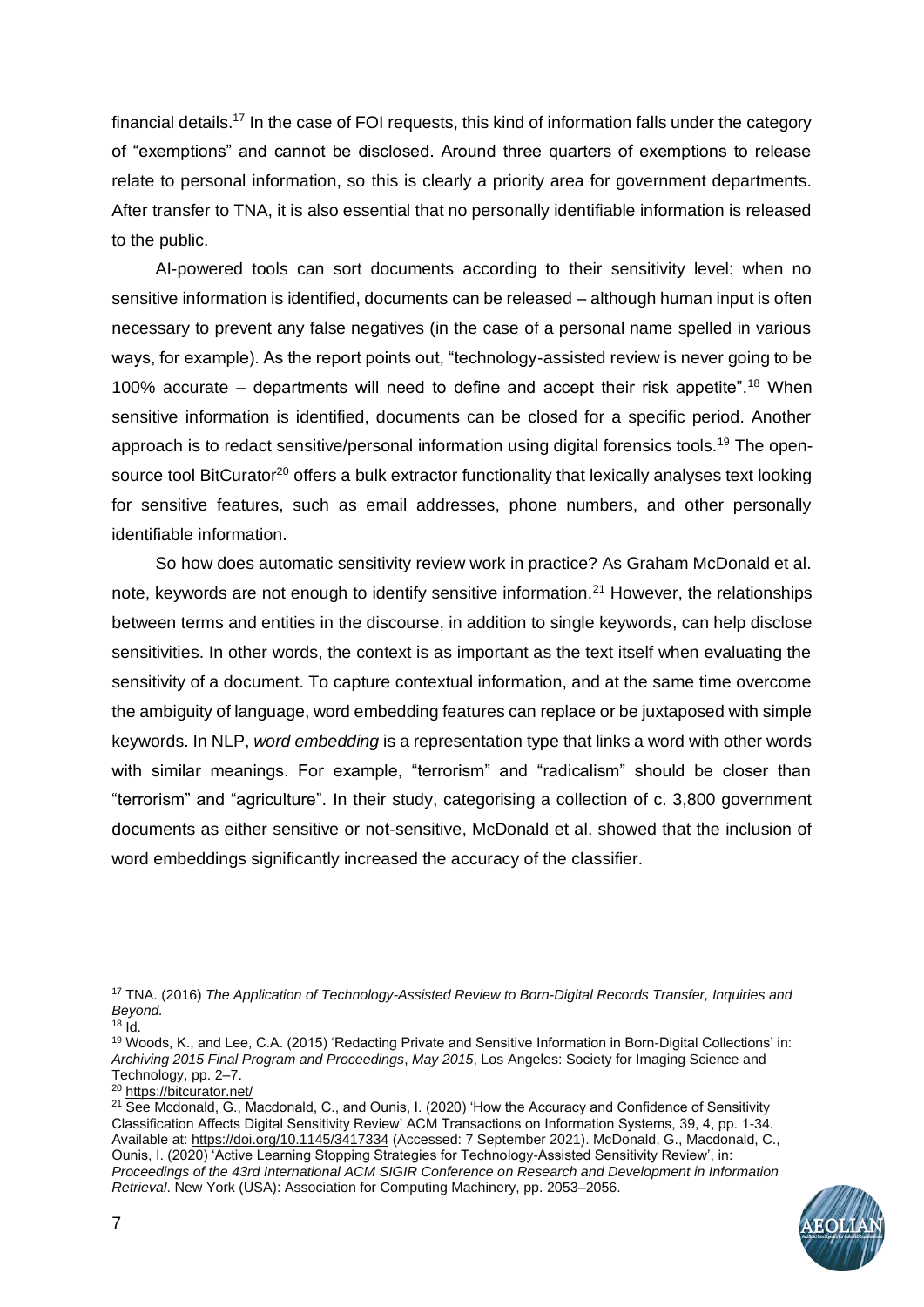financial details.[17] In the case of FOI requests, this kind of information falls under the category of "exemptions" and cannot be disclosed. Around three quarters of exemptions to release relate to personal information, so this is clearly a priority area for government departments. After transfer to TNA, it is also essential that no personally identifiable information is released to the public.

AI-powered tools can sort documents according to their sensitivity level: when no sensitive information is identified, documents can be released – although human input is often necessary to prevent any false negatives (in the case of a personal name spelled in various ways, for example). As the report points out, "technology-assisted review is never going to be 100% accurate – departments will need to define and accept their risk appetite".[18] When sensitive information is identified, documents can be closed for a specific period. Another approach is to redact sensitive/personal information using digital forensics tools.[19] The open-source tool BitCurator[20] offers a bulk extractor functionality that lexically analyses text looking for sensitive features, such as email addresses, phone numbers, and other personally identifiable information.

So how does automatic sensitivity review work in practice? As Graham McDonald et al. note, keywords are not enough to identify sensitive information.[21] However, the relationships between terms and entities in the discourse, in addition to single keywords, can help disclose sensitivities. In other words, the context is as important as the text itself when evaluating the sensitivity of a document. To capture contextual information, and at the same time overcome the ambiguity of language, word embedding features can replace or be juxtaposed with simple keywords. In NLP, *word embedding* is a representation type that links a word with other words with similar meanings. For example, "terrorism" and "radicalism" should be closer than "terrorism" and "agriculture". In their study, categorising a collection of c. 3,800 government documents as either sensitive or not-sensitive, McDonald et al. showed that the inclusion of word embeddings significantly increased the accuracy of the classifier.

---

[17] TNA. (2016) *The Application of Technology-Assisted Review to Born-Digital Records Transfer, Inquiries and Beyond.*

[18] Id.

[19] Woods, K., and Lee, C.A. (2015) 'Redacting Private and Sensitive Information in Born-Digital Collections' in: *Archiving 2015 Final Program and Proceedings*, *May 2015*, Los Angeles: Society for Imaging Science and Technology, pp. 2–7.

[20] https://bitcurator.net/

[21] See Mcdonald, G., Macdonald, C., and Ounis, I. (2020) 'How the Accuracy and Confidence of Sensitivity Classification Affects Digital Sensitivity Review' ACM Transactions on Information Systems, 39, 4, pp. 1-34. Available at: https://doi.org/10.1145/3417334 (Accessed: 7 September 2021). McDonald, G., Macdonald, C., Ounis, I. (2020) 'Active Learning Stopping Strategies for Technology-Assisted Sensitivity Review', in: *Proceedings of the 43rd International ACM SIGIR Conference on Research and Development in Information Retrieval*. New York (USA): Association for Computing Machinery, pp. 2053–2056.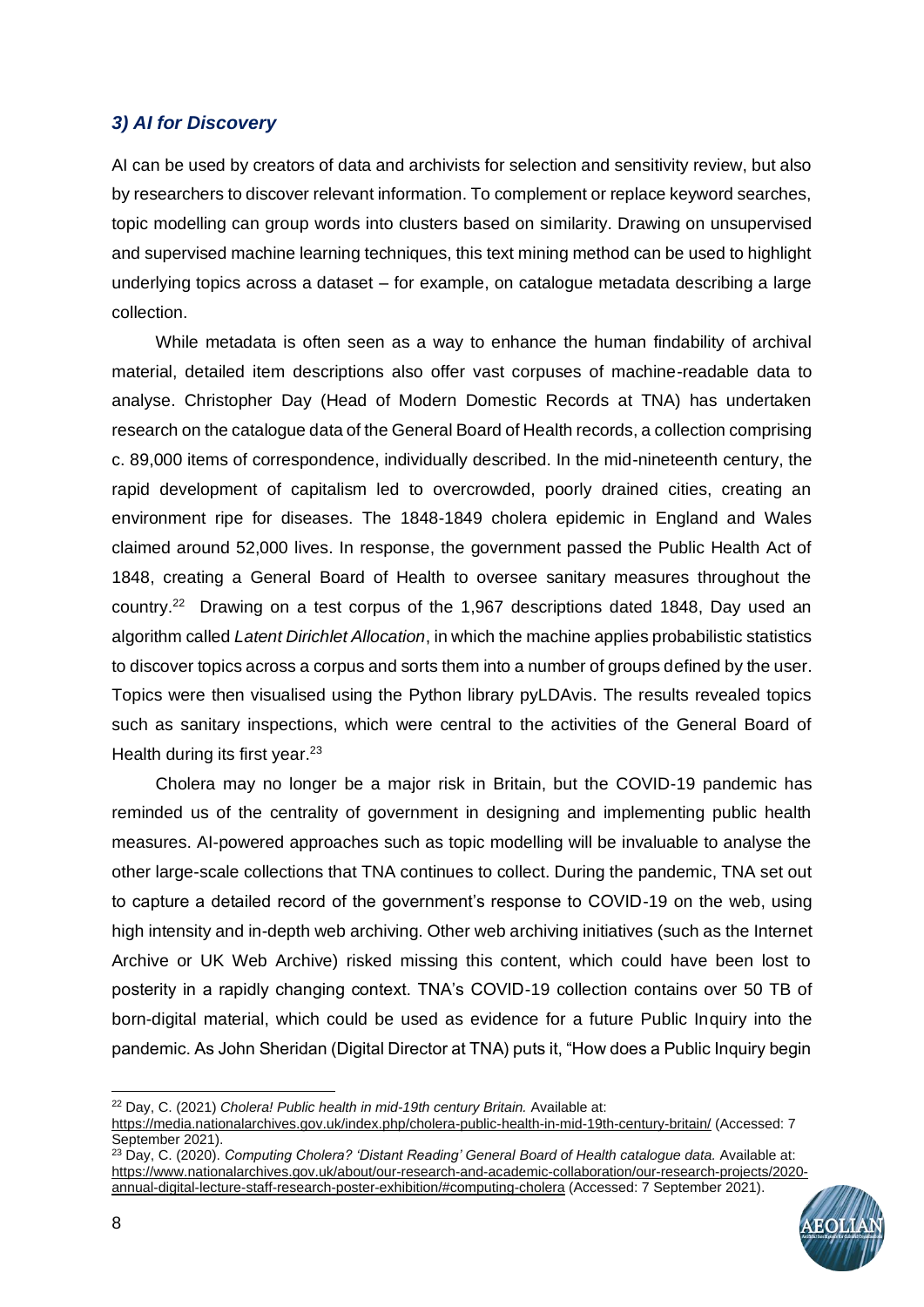### *3) AI for Discovery*

AI can be used by creators of data and archivists for selection and sensitivity review, but also by researchers to discover relevant information. To complement or replace keyword searches, topic modelling can group words into clusters based on similarity. Drawing on unsupervised and supervised machine learning techniques, this text mining method can be used to highlight underlying topics across a dataset – for example, on catalogue metadata describing a large collection.

While metadata is often seen as a way to enhance the human findability of archival material, detailed item descriptions also offer vast corpuses of machine-readable data to analyse. Christopher Day (Head of Modern Domestic Records at TNA) has undertaken research on the catalogue data of the General Board of Health records, a collection comprising c. 89,000 items of correspondence, individually described. In the mid-nineteenth century, the rapid development of capitalism led to overcrowded, poorly drained cities, creating an environment ripe for diseases. The 1848-1849 cholera epidemic in England and Wales claimed around 52,000 lives. In response, the government passed the Public Health Act of 1848, creating a General Board of Health to oversee sanitary measures throughout the country.[22] Drawing on a test corpus of the 1,967 descriptions dated 1848, Day used an algorithm called *Latent Dirichlet Allocation*, in which the machine applies probabilistic statistics to discover topics across a corpus and sorts them into a number of groups defined by the user. Topics were then visualised using the Python library pyLDAvis. The results revealed topics such as sanitary inspections, which were central to the activities of the General Board of Health during its first year.[23]

Cholera may no longer be a major risk in Britain, but the COVID-19 pandemic has reminded us of the centrality of government in designing and implementing public health measures. AI-powered approaches such as topic modelling will be invaluable to analyse the other large-scale collections that TNA continues to collect. During the pandemic, TNA set out to capture a detailed record of the government's response to COVID-19 on the web, using high intensity and in-depth web archiving. Other web archiving initiatives (such as the Internet Archive or UK Web Archive) risked missing this content, which could have been lost to posterity in a rapidly changing context. TNA's COVID-19 collection contains over 50 TB of born-digital material, which could be used as evidence for a future Public Inquiry into the pandemic. As John Sheridan (Digital Director at TNA) puts it, "How does a Public Inquiry begin

---

[22] Day, C. (2021) *Cholera! Public health in mid-19th century Britain.* Available at: https://media.nationalarchives.gov.uk/index.php/cholera-public-health-in-mid-19th-century-britain/ (Accessed: 7 September 2021).

[23] Day, C. (2020). *Computing Cholera? 'Distant Reading' General Board of Health catalogue data.* Available at: https://www.nationalarchives.gov.uk/about/our-research-and-academic-collaboration/our-research-projects/2020-annual-digital-lecture-staff-research-poster-exhibition/#computing-cholera (Accessed: 7 September 2021).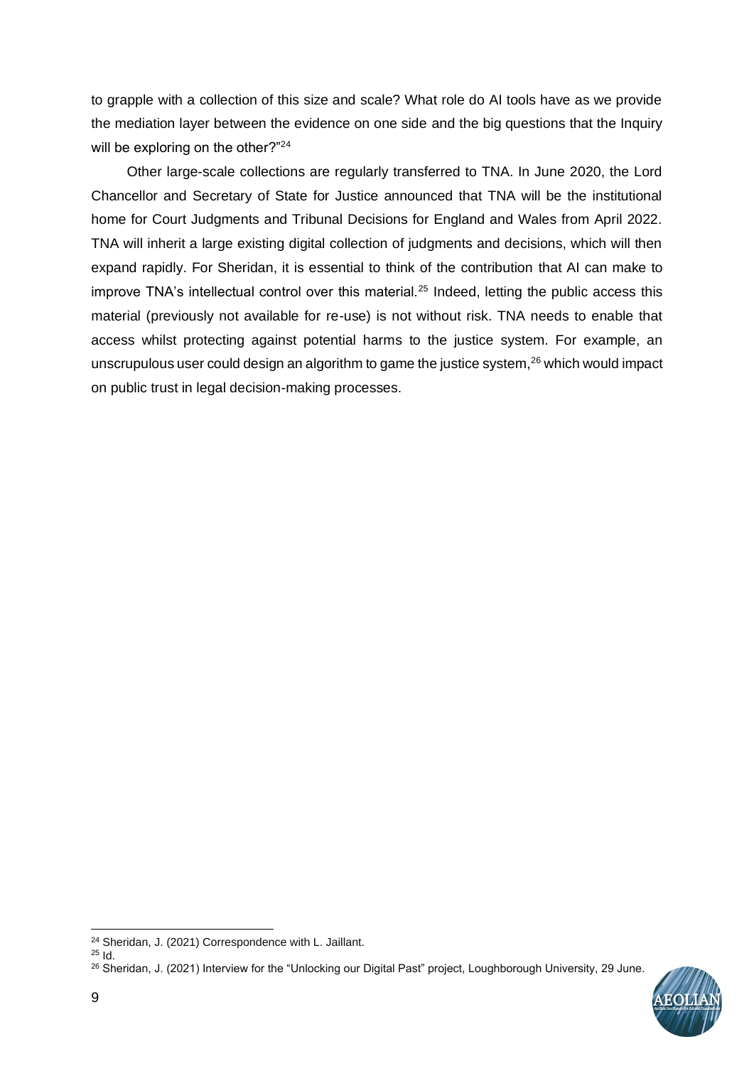to grapple with a collection of this size and scale? What role do AI tools have as we provide the mediation layer between the evidence on one side and the big questions that the Inquiry will be exploring on the other?"[24]

Other large-scale collections are regularly transferred to TNA. In June 2020, the Lord Chancellor and Secretary of State for Justice announced that TNA will be the institutional home for Court Judgments and Tribunal Decisions for England and Wales from April 2022. TNA will inherit a large existing digital collection of judgments and decisions, which will then expand rapidly. For Sheridan, it is essential to think of the contribution that AI can make to improve TNA's intellectual control over this material.[25] Indeed, letting the public access this material (previously not available for re-use) is not without risk. TNA needs to enable that access whilst protecting against potential harms to the justice system. For example, an unscrupulous user could design an algorithm to game the justice system,[26] which would impact on public trust in legal decision-making processes.

---

[24] Sheridan, J. (2021) Correspondence with L. Jaillant.

[25] Id.

[26] Sheridan, J. (2021) Interview for the "Unlocking our Digital Past" project, Loughborough University, 29 June.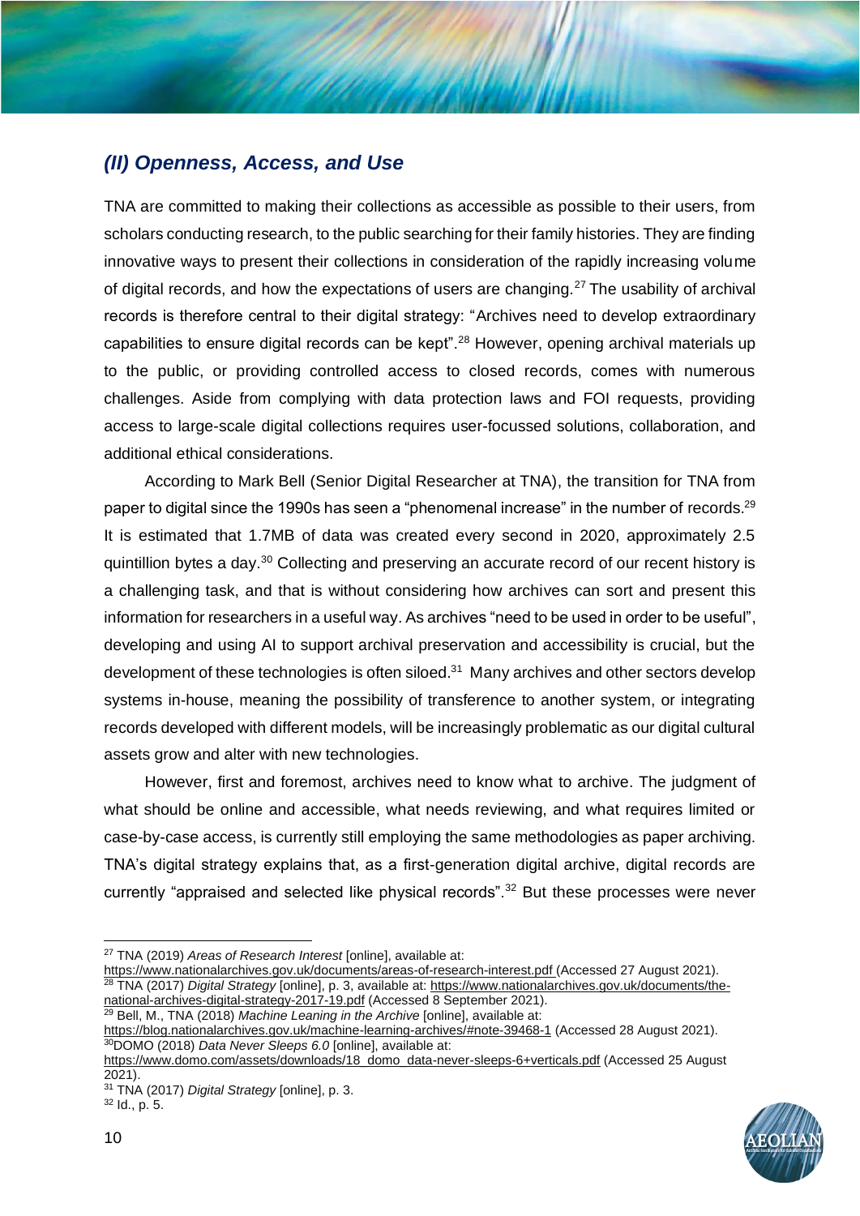## *(II) Openness, Access, and Use*

TNA are committed to making their collections as accessible as possible to their users, from scholars conducting research, to the public searching for their family histories. They are finding innovative ways to present their collections in consideration of the rapidly increasing volume of digital records, and how the expectations of users are changing.[27] The usability of archival records is therefore central to their digital strategy: "Archives need to develop extraordinary capabilities to ensure digital records can be kept".[28] However, opening archival materials up to the public, or providing controlled access to closed records, comes with numerous challenges. Aside from complying with data protection laws and FOI requests, providing access to large-scale digital collections requires user-focussed solutions, collaboration, and additional ethical considerations.

According to Mark Bell (Senior Digital Researcher at TNA), the transition for TNA from paper to digital since the 1990s has seen a "phenomenal increase" in the number of records.[29] It is estimated that 1.7MB of data was created every second in 2020, approximately 2.5 quintillion bytes a day.[30] Collecting and preserving an accurate record of our recent history is a challenging task, and that is without considering how archives can sort and present this information for researchers in a useful way. As archives "need to be used in order to be useful", developing and using AI to support archival preservation and accessibility is crucial, but the development of these technologies is often siloed.[31] Many archives and other sectors develop systems in-house, meaning the possibility of transference to another system, or integrating records developed with different models, will be increasingly problematic as our digital cultural assets grow and alter with new technologies.

However, first and foremost, archives need to know what to archive. The judgment of what should be online and accessible, what needs reviewing, and what requires limited or case-by-case access, is currently still employing the same methodologies as paper archiving. TNA's digital strategy explains that, as a first-generation digital archive, digital records are currently "appraised and selected like physical records".[32] But these processes were never

---

[27] TNA (2019) *Areas of Research Interest* [online], available at: https://www.nationalarchives.gov.uk/documents/areas-of-research-interest.pdf (Accessed 27 August 2021).

[28] TNA (2017) *Digital Strategy* [online], p. 3, available at: https://www.nationalarchives.gov.uk/documents/the-national-archives-digital-strategy-2017-19.pdf (Accessed 8 September 2021).

[29] Bell, M., TNA (2018) *Machine Leaning in the Archive* [online], available at: https://blog.nationalarchives.gov.uk/machine-learning-archives/#note-39468-1 (Accessed 28 August 2021).

[30] DOMO (2018) *Data Never Sleeps 6.0* [online], available at: https://www.domo.com/assets/downloads/18_domo_data-never-sleeps-6+verticals.pdf (Accessed 25 August 2021).

[31] TNA (2017) *Digital Strategy* [online], p. 3.

[32] Id., p. 5.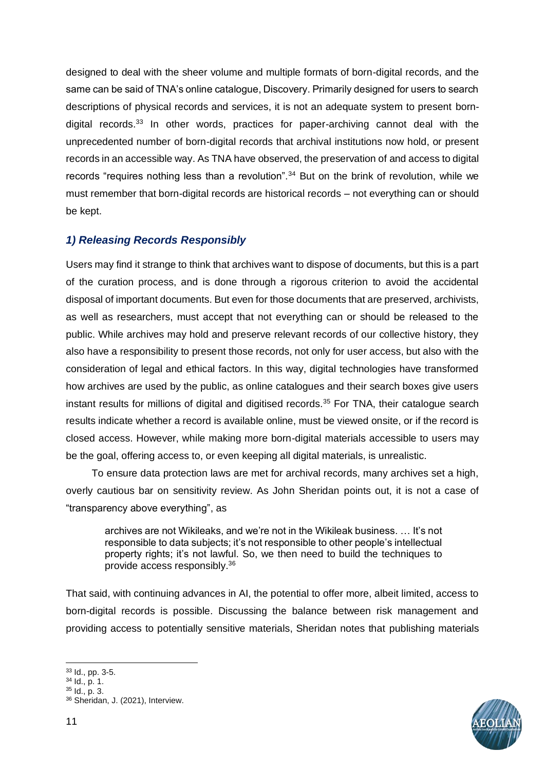designed to deal with the sheer volume and multiple formats of born-digital records, and the same can be said of TNA's online catalogue, Discovery. Primarily designed for users to search descriptions of physical records and services, it is not an adequate system to present born-digital records.[33] In other words, practices for paper-archiving cannot deal with the unprecedented number of born-digital records that archival institutions now hold, or present records in an accessible way. As TNA have observed, the preservation of and access to digital records "requires nothing less than a revolution".[34] But on the brink of revolution, while we must remember that born-digital records are historical records – not everything can or should be kept.

### *1) Releasing Records Responsibly*

Users may find it strange to think that archives want to dispose of documents, but this is a part of the curation process, and is done through a rigorous criterion to avoid the accidental disposal of important documents. But even for those documents that are preserved, archivists, as well as researchers, must accept that not everything can or should be released to the public. While archives may hold and preserve relevant records of our collective history, they also have a responsibility to present those records, not only for user access, but also with the consideration of legal and ethical factors. In this way, digital technologies have transformed how archives are used by the public, as online catalogues and their search boxes give users instant results for millions of digital and digitised records.[35] For TNA, their catalogue search results indicate whether a record is available online, must be viewed onsite, or if the record is closed access. However, while making more born-digital materials accessible to users may be the goal, offering access to, or even keeping all digital materials, is unrealistic.

To ensure data protection laws are met for archival records, many archives set a high, overly cautious bar on sensitivity review. As John Sheridan points out, it is not a case of "transparency above everything", as

> archives are not Wikileaks, and we're not in the Wikileak business. … It's not responsible to data subjects; it's not responsible to other people's intellectual property rights; it's not lawful. So, we then need to build the techniques to provide access responsibly.[36]

That said, with continuing advances in AI, the potential to offer more, albeit limited, access to born-digital records is possible. Discussing the balance between risk management and providing access to potentially sensitive materials, Sheridan notes that publishing materials

---

[33] Id., pp. 3-5.
[34] Id., p. 1.
[35] Id., p. 3.
[36] Sheridan, J. (2021), Interview.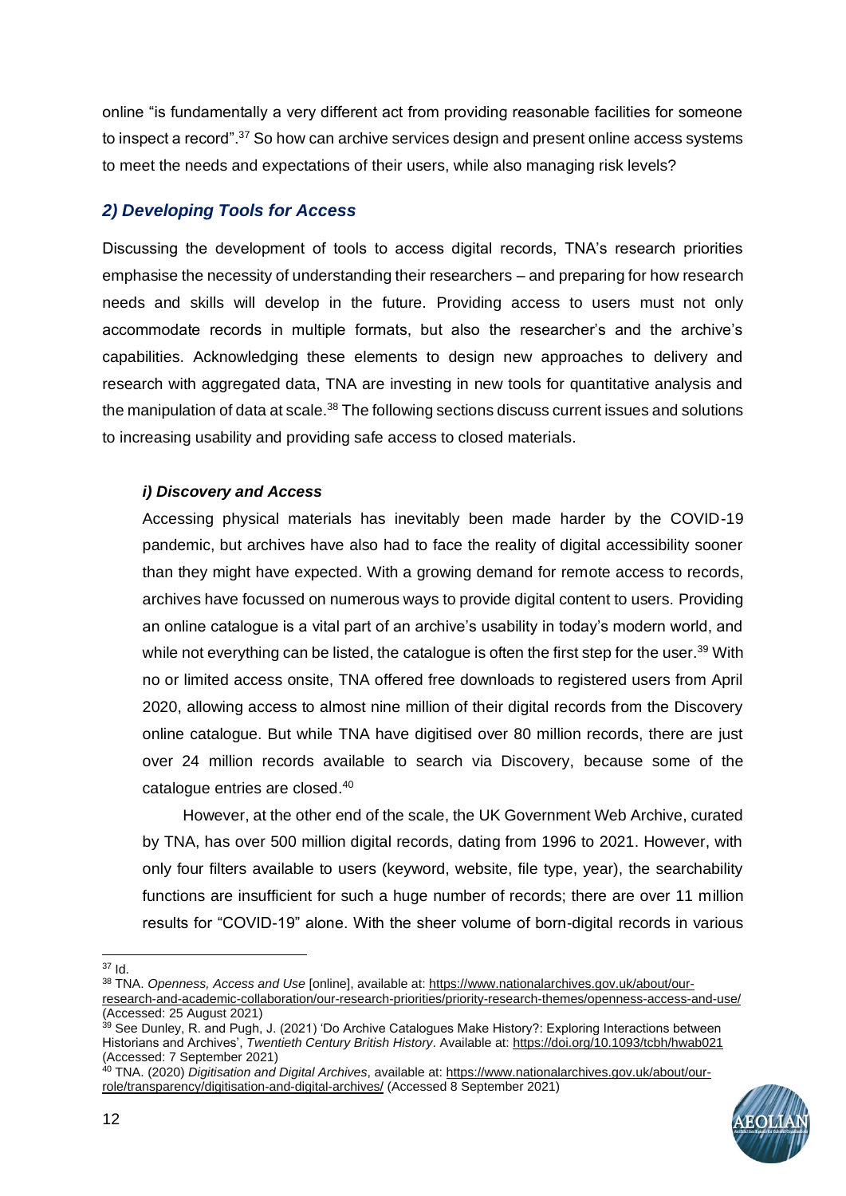online "is fundamentally a very different act from providing reasonable facilities for someone to inspect a record".[37] So how can archive services design and present online access systems to meet the needs and expectations of their users, while also managing risk levels?

## *2) Developing Tools for Access*

Discussing the development of tools to access digital records, TNA's research priorities emphasise the necessity of understanding their researchers – and preparing for how research needs and skills will develop in the future. Providing access to users must not only accommodate records in multiple formats, but also the researcher's and the archive's capabilities. Acknowledging these elements to design new approaches to delivery and research with aggregated data, TNA are investing in new tools for quantitative analysis and the manipulation of data at scale.[38] The following sections discuss current issues and solutions to increasing usability and providing safe access to closed materials.

### *i) Discovery and Access*

Accessing physical materials has inevitably been made harder by the COVID-19 pandemic, but archives have also had to face the reality of digital accessibility sooner than they might have expected. With a growing demand for remote access to records, archives have focussed on numerous ways to provide digital content to users. Providing an online catalogue is a vital part of an archive's usability in today's modern world, and while not everything can be listed, the catalogue is often the first step for the user.[39] With no or limited access onsite, TNA offered free downloads to registered users from April 2020, allowing access to almost nine million of their digital records from the Discovery online catalogue. But while TNA have digitised over 80 million records, there are just over 24 million records available to search via Discovery, because some of the catalogue entries are closed.[40]

However, at the other end of the scale, the UK Government Web Archive, curated by TNA, has over 500 million digital records, dating from 1996 to 2021. However, with only four filters available to users (keyword, website, file type, year), the searchability functions are insufficient for such a huge number of records; there are over 11 million results for "COVID-19" alone. With the sheer volume of born-digital records in various

---

[37] Id.

[38] TNA. *Openness, Access and Use* [online], available at: https://www.nationalarchives.gov.uk/about/our-research-and-academic-collaboration/our-research-priorities/priority-research-themes/openness-access-and-use/ (Accessed: 25 August 2021)

[39] See Dunley, R. and Pugh, J. (2021) 'Do Archive Catalogues Make History?: Exploring Interactions between Historians and Archives', *Twentieth Century British History*. Available at: https://doi.org/10.1093/tcbh/hwab021 (Accessed: 7 September 2021)

[40] TNA. (2020) *Digitisation and Digital Archives*, available at: https://www.nationalarchives.gov.uk/about/our-role/transparency/digitisation-and-digital-archives/ (Accessed 8 September 2021)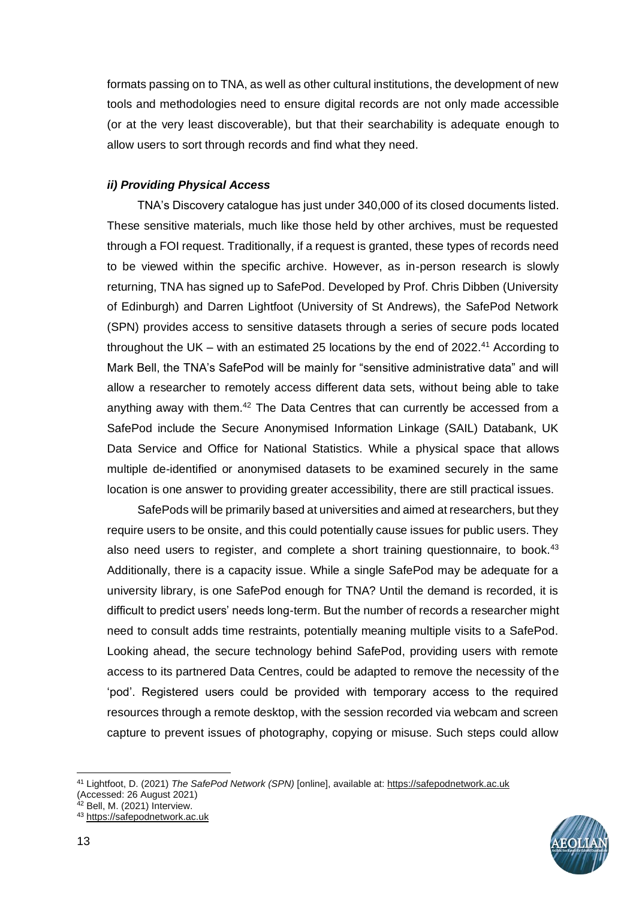formats passing on to TNA, as well as other cultural institutions, the development of new tools and methodologies need to ensure digital records are not only made accessible (or at the very least discoverable), but that their searchability is adequate enough to allow users to sort through records and find what they need.

#### *ii) Providing Physical Access*

TNA's Discovery catalogue has just under 340,000 of its closed documents listed. These sensitive materials, much like those held by other archives, must be requested through a FOI request. Traditionally, if a request is granted, these types of records need to be viewed within the specific archive. However, as in-person research is slowly returning, TNA has signed up to SafePod. Developed by Prof. Chris Dibben (University of Edinburgh) and Darren Lightfoot (University of St Andrews), the SafePod Network (SPN) provides access to sensitive datasets through a series of secure pods located throughout the UK – with an estimated 25 locations by the end of 2022.[41] According to Mark Bell, the TNA's SafePod will be mainly for "sensitive administrative data" and will allow a researcher to remotely access different data sets, without being able to take anything away with them.[42] The Data Centres that can currently be accessed from a SafePod include the Secure Anonymised Information Linkage (SAIL) Databank, UK Data Service and Office for National Statistics. While a physical space that allows multiple de-identified or anonymised datasets to be examined securely in the same location is one answer to providing greater accessibility, there are still practical issues.

SafePods will be primarily based at universities and aimed at researchers, but they require users to be onsite, and this could potentially cause issues for public users. They also need users to register, and complete a short training questionnaire, to book.[43] Additionally, there is a capacity issue. While a single SafePod may be adequate for a university library, is one SafePod enough for TNA? Until the demand is recorded, it is difficult to predict users' needs long-term. But the number of records a researcher might need to consult adds time restraints, potentially meaning multiple visits to a SafePod. Looking ahead, the secure technology behind SafePod, providing users with remote access to its partnered Data Centres, could be adapted to remove the necessity of the 'pod'. Registered users could be provided with temporary access to the required resources through a remote desktop, with the session recorded via webcam and screen capture to prevent issues of photography, copying or misuse. Such steps could allow

---

[41] Lightfoot, D. (2021) *The SafePod Network (SPN)* [online], available at: https://safepodnetwork.ac.uk (Accessed: 26 August 2021)

[42] Bell, M. (2021) Interview.

[43] https://safepodnetwork.ac.uk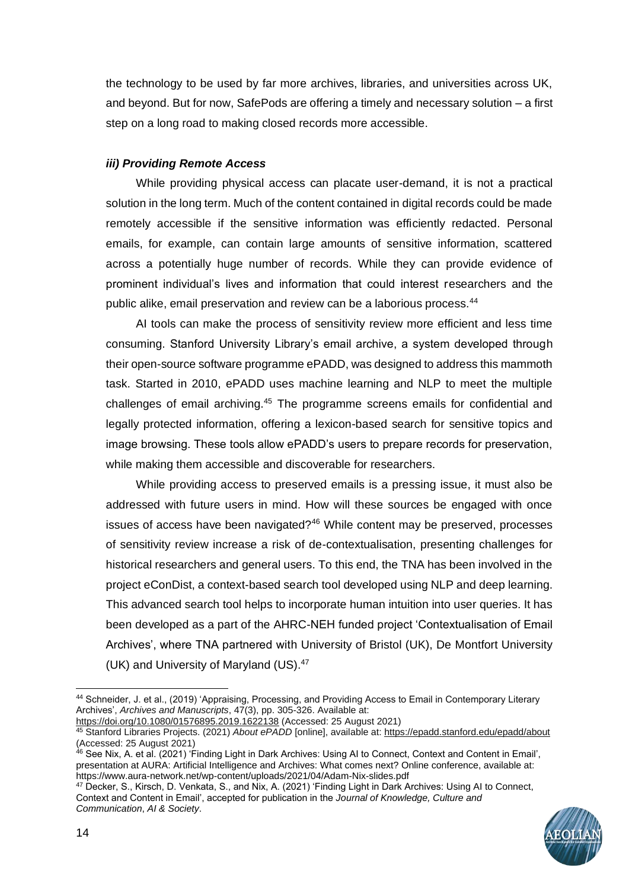the technology to be used by far more archives, libraries, and universities across UK, and beyond. But for now, SafePods are offering a timely and necessary solution – a first step on a long road to making closed records more accessible.

### *iii) Providing Remote Access*

While providing physical access can placate user-demand, it is not a practical solution in the long term. Much of the content contained in digital records could be made remotely accessible if the sensitive information was efficiently redacted. Personal emails, for example, can contain large amounts of sensitive information, scattered across a potentially huge number of records. While they can provide evidence of prominent individual's lives and information that could interest researchers and the public alike, email preservation and review can be a laborious process.[44]

AI tools can make the process of sensitivity review more efficient and less time consuming. Stanford University Library's email archive, a system developed through their open-source software programme ePADD, was designed to address this mammoth task. Started in 2010, ePADD uses machine learning and NLP to meet the multiple challenges of email archiving.[45] The programme screens emails for confidential and legally protected information, offering a lexicon-based search for sensitive topics and image browsing. These tools allow ePADD's users to prepare records for preservation, while making them accessible and discoverable for researchers.

While providing access to preserved emails is a pressing issue, it must also be addressed with future users in mind. How will these sources be engaged with once issues of access have been navigated?[46] While content may be preserved, processes of sensitivity review increase a risk of de-contextualisation, presenting challenges for historical researchers and general users. To this end, the TNA has been involved in the project eConDist, a context-based search tool developed using NLP and deep learning. This advanced search tool helps to incorporate human intuition into user queries. It has been developed as a part of the AHRC-NEH funded project 'Contextualisation of Email Archives', where TNA partnered with University of Bristol (UK), De Montfort University (UK) and University of Maryland (US).[47]

---

[44] Schneider, J. et al., (2019) 'Appraising, Processing, and Providing Access to Email in Contemporary Literary Archives', *Archives and Manuscripts*, 47(3), pp. 305-326. Available at: https://doi.org/10.1080/01576895.2019.1622138 (Accessed: 25 August 2021)

[45] Stanford Libraries Projects. (2021) *About ePADD* [online], available at: https://epadd.stanford.edu/epadd/about (Accessed: 25 August 2021)

[46] See Nix, A. et al. (2021) 'Finding Light in Dark Archives: Using AI to Connect, Context and Content in Email', presentation at AURA: Artificial Intelligence and Archives: What comes next? Online conference, available at: https://www.aura-network.net/wp-content/uploads/2021/04/Adam-Nix-slides.pdf

[47] Decker, S., Kirsch, D. Venkata, S., and Nix, A. (2021) 'Finding Light in Dark Archives: Using AI to Connect, Context and Content in Email', accepted for publication in the *Journal of Knowledge, Culture and Communication*, *AI & Society*.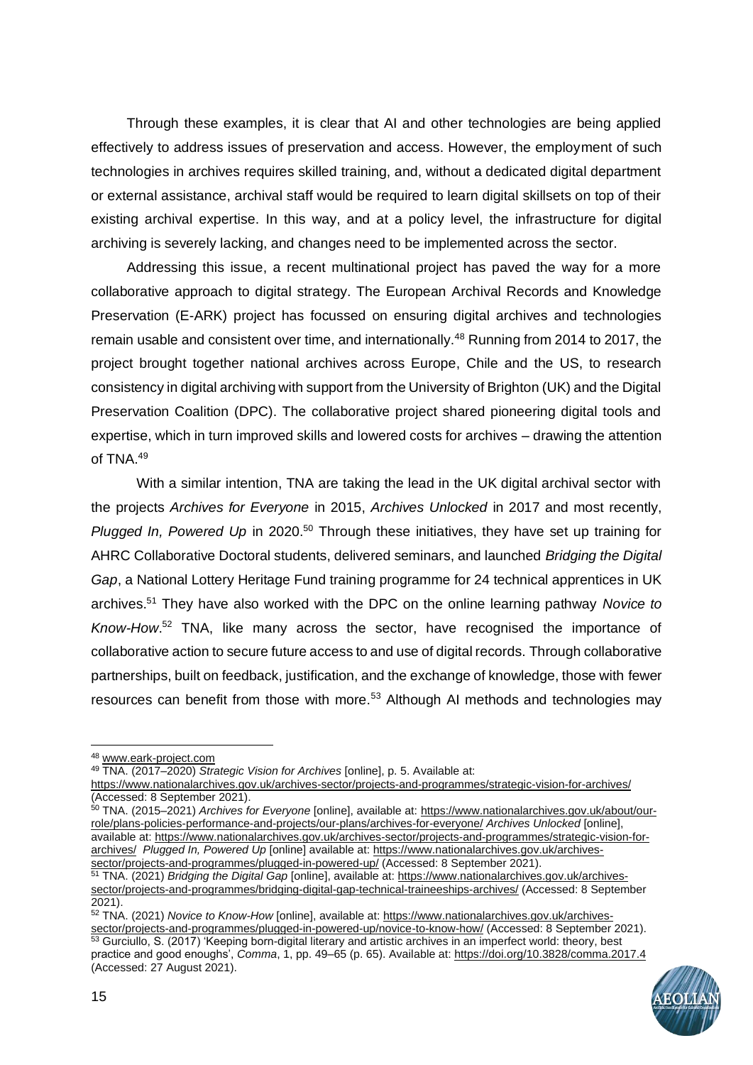Through these examples, it is clear that AI and other technologies are being applied effectively to address issues of preservation and access. However, the employment of such technologies in archives requires skilled training, and, without a dedicated digital department or external assistance, archival staff would be required to learn digital skillsets on top of their existing archival expertise. In this way, and at a policy level, the infrastructure for digital archiving is severely lacking, and changes need to be implemented across the sector.

Addressing this issue, a recent multinational project has paved the way for a more collaborative approach to digital strategy. The European Archival Records and Knowledge Preservation (E-ARK) project has focussed on ensuring digital archives and technologies remain usable and consistent over time, and internationally.[48] Running from 2014 to 2017, the project brought together national archives across Europe, Chile and the US, to research consistency in digital archiving with support from the University of Brighton (UK) and the Digital Preservation Coalition (DPC). The collaborative project shared pioneering digital tools and expertise, which in turn improved skills and lowered costs for archives – drawing the attention of TNA.[49]

With a similar intention, TNA are taking the lead in the UK digital archival sector with the projects *Archives for Everyone* in 2015, *Archives Unlocked* in 2017 and most recently, *Plugged In, Powered Up* in 2020.[50] Through these initiatives, they have set up training for AHRC Collaborative Doctoral students, delivered seminars, and launched *Bridging the Digital Gap*, a National Lottery Heritage Fund training programme for 24 technical apprentices in UK archives.[51] They have also worked with the DPC on the online learning pathway *Novice to Know-How*.[52] TNA, like many across the sector, have recognised the importance of collaborative action to secure future access to and use of digital records. Through collaborative partnerships, built on feedback, justification, and the exchange of knowledge, those with fewer resources can benefit from those with more.[53] Although AI methods and technologies may

---

[48] www.eark-project.com

[49] TNA. (2017–2020) *Strategic Vision for Archives* [online], p. 5. Available at: https://www.nationalarchives.gov.uk/archives-sector/projects-and-programmes/strategic-vision-for-archives/ (Accessed: 8 September 2021).

[50] TNA. (2015–2021) *Archives for Everyone* [online], available at: https://www.nationalarchives.gov.uk/about/our-role/plans-policies-performance-and-projects/our-plans/archives-for-everyone/ *Archives Unlocked* [online], available at: https://www.nationalarchives.gov.uk/archives-sector/projects-and-programmes/strategic-vision-for-archives/ *Plugged In, Powered Up* [online] available at: https://www.nationalarchives.gov.uk/archives-sector/projects-and-programmes/plugged-in-powered-up/ (Accessed: 8 September 2021).

[51] TNA. (2021) *Bridging the Digital Gap* [online], available at: https://www.nationalarchives.gov.uk/archives-sector/projects-and-programmes/bridging-digital-gap-technical-traineeships-archives/ (Accessed: 8 September 2021).

[52] TNA. (2021) *Novice to Know-How* [online], available at: https://www.nationalarchives.gov.uk/archives-sector/projects-and-programmes/plugged-in-powered-up/novice-to-know-how/ (Accessed: 8 September 2021).

[53] Gurciullo, S. (2017) 'Keeping born-digital literary and artistic archives in an imperfect world: theory, best practice and good enoughs', *Comma*, 1, pp. 49–65 (p. 65). Available at: https://doi.org/10.3828/comma.2017.4 (Accessed: 27 August 2021).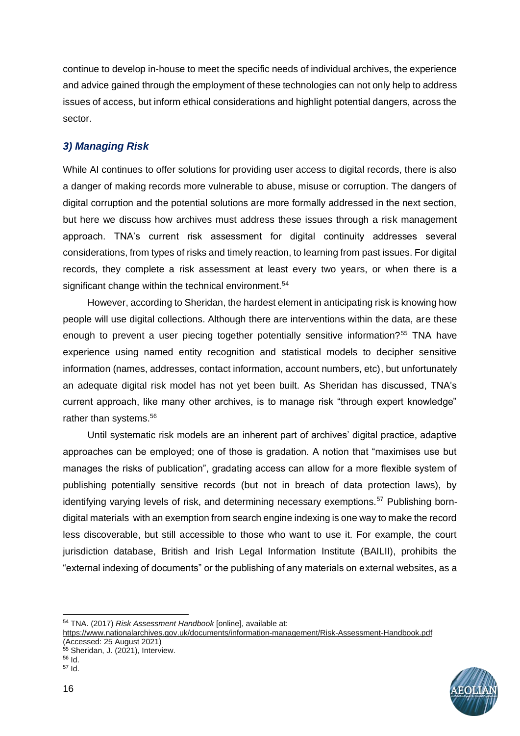continue to develop in-house to meet the specific needs of individual archives, the experience and advice gained through the employment of these technologies can not only help to address issues of access, but inform ethical considerations and highlight potential dangers, across the sector.

### *3) Managing Risk*

While AI continues to offer solutions for providing user access to digital records, there is also a danger of making records more vulnerable to abuse, misuse or corruption. The dangers of digital corruption and the potential solutions are more formally addressed in the next section, but here we discuss how archives must address these issues through a risk management approach. TNA's current risk assessment for digital continuity addresses several considerations, from types of risks and timely reaction, to learning from past issues. For digital records, they complete a risk assessment at least every two years, or when there is a significant change within the technical environment.[54]

However, according to Sheridan, the hardest element in anticipating risk is knowing how people will use digital collections. Although there are interventions within the data, are these enough to prevent a user piecing together potentially sensitive information?[55] TNA have experience using named entity recognition and statistical models to decipher sensitive information (names, addresses, contact information, account numbers, etc), but unfortunately an adequate digital risk model has not yet been built. As Sheridan has discussed, TNA's current approach, like many other archives, is to manage risk "through expert knowledge" rather than systems.[56]

Until systematic risk models are an inherent part of archives' digital practice, adaptive approaches can be employed; one of those is gradation. A notion that "maximises use but manages the risks of publication", gradating access can allow for a more flexible system of publishing potentially sensitive records (but not in breach of data protection laws), by identifying varying levels of risk, and determining necessary exemptions.[57] Publishing born-digital materials with an exemption from search engine indexing is one way to make the record less discoverable, but still accessible to those who want to use it. For example, the court jurisdiction database, British and Irish Legal Information Institute (BAILII), prohibits the "external indexing of documents" or the publishing of any materials on external websites, as a

---

[54] TNA. (2017) *Risk Assessment Handbook* [online], available at: https://www.nationalarchives.gov.uk/documents/information-management/Risk-Assessment-Handbook.pdf (Accessed: 25 August 2021)

[55] Sheridan, J. (2021), Interview.

[56] Id.

[57] Id.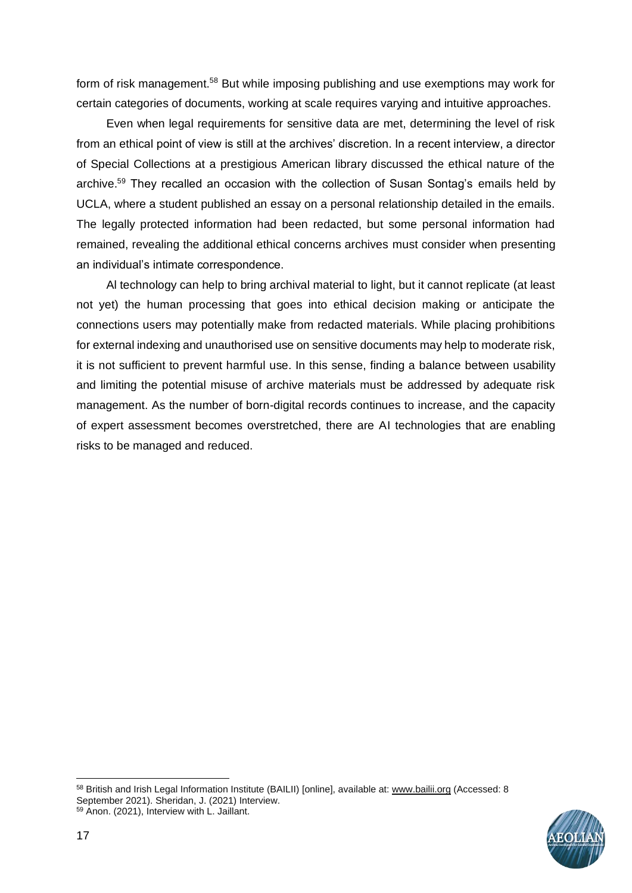form of risk management.[58] But while imposing publishing and use exemptions may work for certain categories of documents, working at scale requires varying and intuitive approaches.

Even when legal requirements for sensitive data are met, determining the level of risk from an ethical point of view is still at the archives' discretion. In a recent interview, a director of Special Collections at a prestigious American library discussed the ethical nature of the archive.[59] They recalled an occasion with the collection of Susan Sontag's emails held by UCLA, where a student published an essay on a personal relationship detailed in the emails. The legally protected information had been redacted, but some personal information had remained, revealing the additional ethical concerns archives must consider when presenting an individual's intimate correspondence.

AI technology can help to bring archival material to light, but it cannot replicate (at least not yet) the human processing that goes into ethical decision making or anticipate the connections users may potentially make from redacted materials. While placing prohibitions for external indexing and unauthorised use on sensitive documents may help to moderate risk, it is not sufficient to prevent harmful use. In this sense, finding a balance between usability and limiting the potential misuse of archive materials must be addressed by adequate risk management. As the number of born-digital records continues to increase, and the capacity of expert assessment becomes overstretched, there are AI technologies that are enabling risks to be managed and reduced.

---

[58] British and Irish Legal Information Institute (BAILII) [online], available at: www.bailii.org (Accessed: 8 September 2021). Sheridan, J. (2021) Interview.

[59] Anon. (2021), Interview with L. Jaillant.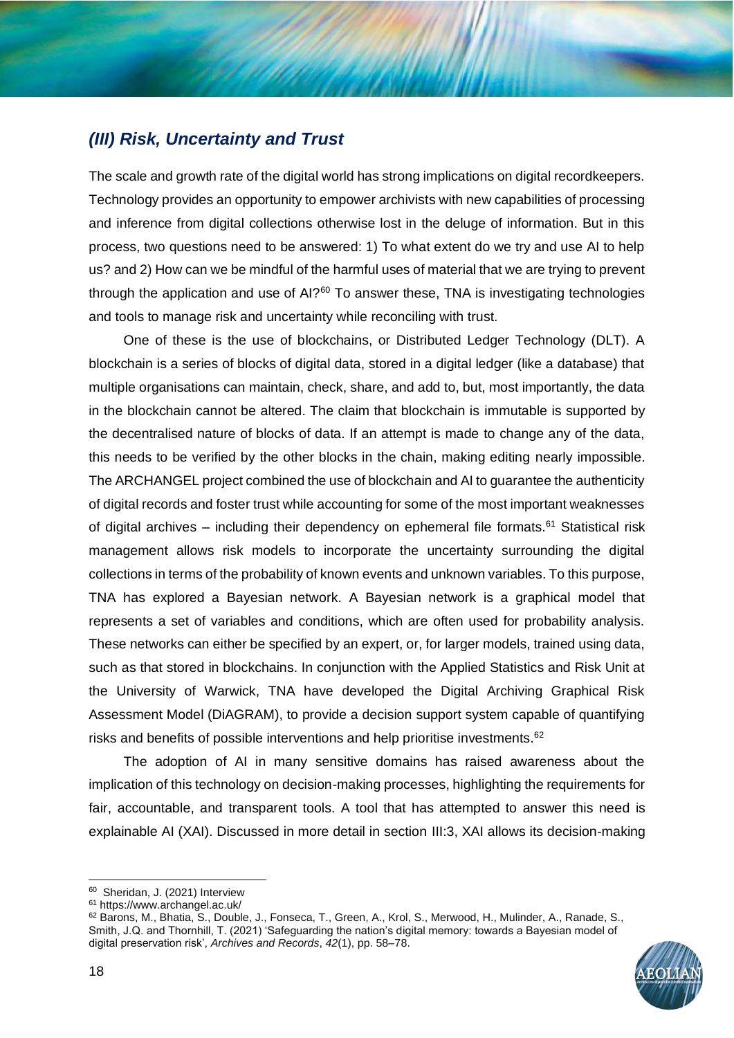## *(III) Risk, Uncertainty and Trust*

The scale and growth rate of the digital world has strong implications on digital recordkeepers. Technology provides an opportunity to empower archivists with new capabilities of processing and inference from digital collections otherwise lost in the deluge of information. But in this process, two questions need to be answered: 1) To what extent do we try and use AI to help us? and 2) How can we be mindful of the harmful uses of material that we are trying to prevent through the application and use of AI?[60] To answer these, TNA is investigating technologies and tools to manage risk and uncertainty while reconciling with trust.

One of these is the use of blockchains, or Distributed Ledger Technology (DLT). A blockchain is a series of blocks of digital data, stored in a digital ledger (like a database) that multiple organisations can maintain, check, share, and add to, but, most importantly, the data in the blockchain cannot be altered. The claim that blockchain is immutable is supported by the decentralised nature of blocks of data. If an attempt is made to change any of the data, this needs to be verified by the other blocks in the chain, making editing nearly impossible. The ARCHANGEL project combined the use of blockchain and AI to guarantee the authenticity of digital records and foster trust while accounting for some of the most important weaknesses of digital archives – including their dependency on ephemeral file formats.[61] Statistical risk management allows risk models to incorporate the uncertainty surrounding the digital collections in terms of the probability of known events and unknown variables. To this purpose, TNA has explored a Bayesian network. A Bayesian network is a graphical model that represents a set of variables and conditions, which are often used for probability analysis. These networks can either be specified by an expert, or, for larger models, trained using data, such as that stored in blockchains. In conjunction with the Applied Statistics and Risk Unit at the University of Warwick, TNA have developed the Digital Archiving Graphical Risk Assessment Model (DiAGRAM), to provide a decision support system capable of quantifying risks and benefits of possible interventions and help prioritise investments.[62]

The adoption of AI in many sensitive domains has raised awareness about the implication of this technology on decision-making processes, highlighting the requirements for fair, accountable, and transparent tools. A tool that has attempted to answer this need is explainable AI (XAI). Discussed in more detail in section III:3, XAI allows its decision-making

---

[60] Sheridan, J. (2021) Interview

[61] https://www.archangel.ac.uk/

[62] Barons, M., Bhatia, S., Double, J., Fonseca, T., Green, A., Krol, S., Merwood, H., Mulinder, A., Ranade, S., Smith, J.Q. and Thornhill, T. (2021) 'Safeguarding the nation's digital memory: towards a Bayesian model of digital preservation risk', *Archives and Records*, *42*(1), pp. 58–78.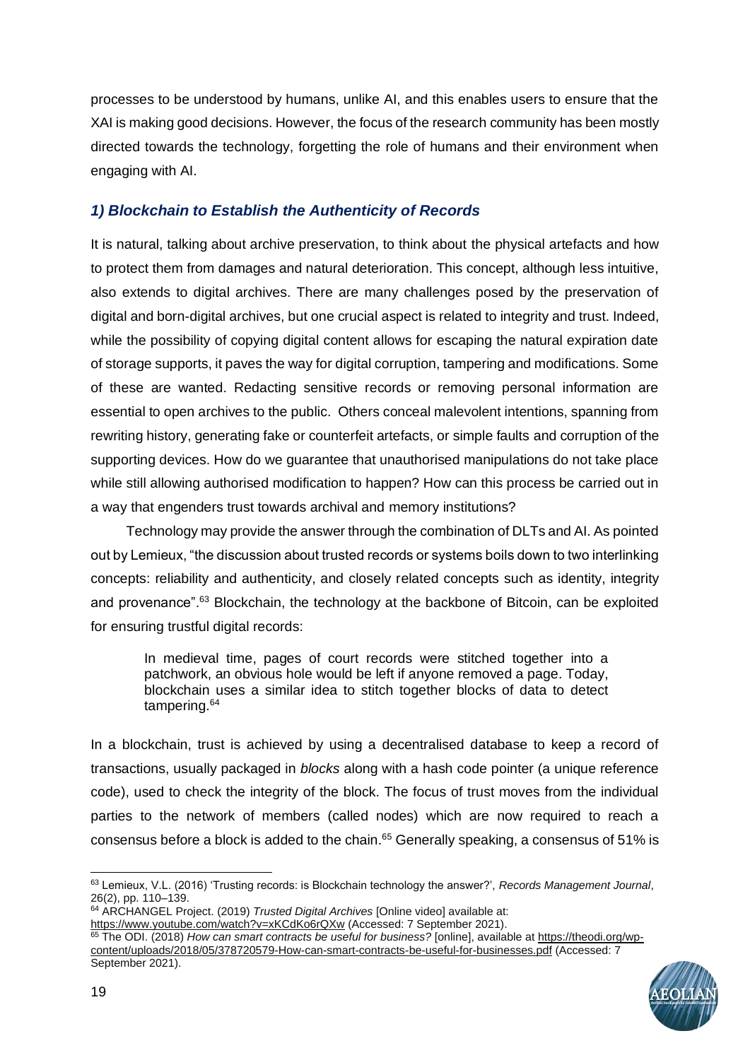processes to be understood by humans, unlike AI, and this enables users to ensure that the XAI is making good decisions. However, the focus of the research community has been mostly directed towards the technology, forgetting the role of humans and their environment when engaging with AI.

### *1) Blockchain to Establish the Authenticity of Records*

It is natural, talking about archive preservation, to think about the physical artefacts and how to protect them from damages and natural deterioration. This concept, although less intuitive, also extends to digital archives. There are many challenges posed by the preservation of digital and born-digital archives, but one crucial aspect is related to integrity and trust. Indeed, while the possibility of copying digital content allows for escaping the natural expiration date of storage supports, it paves the way for digital corruption, tampering and modifications. Some of these are wanted. Redacting sensitive records or removing personal information are essential to open archives to the public. Others conceal malevolent intentions, spanning from rewriting history, generating fake or counterfeit artefacts, or simple faults and corruption of the supporting devices. How do we guarantee that unauthorised manipulations do not take place while still allowing authorised modification to happen? How can this process be carried out in a way that engenders trust towards archival and memory institutions?

Technology may provide the answer through the combination of DLTs and AI. As pointed out by Lemieux, "the discussion about trusted records or systems boils down to two interlinking concepts: reliability and authenticity, and closely related concepts such as identity, integrity and provenance".[63] Blockchain, the technology at the backbone of Bitcoin, can be exploited for ensuring trustful digital records:

> In medieval time, pages of court records were stitched together into a patchwork, an obvious hole would be left if anyone removed a page. Today, blockchain uses a similar idea to stitch together blocks of data to detect tampering.[64]

In a blockchain, trust is achieved by using a decentralised database to keep a record of transactions, usually packaged in *blocks* along with a hash code pointer (a unique reference code), used to check the integrity of the block. The focus of trust moves from the individual parties to the network of members (called nodes) which are now required to reach a consensus before a block is added to the chain.[65] Generally speaking, a consensus of 51% is

---

[63] Lemieux, V.L. (2016) 'Trusting records: is Blockchain technology the answer?', *Records Management Journal*, 26(2), pp. 110–139.

[64] ARCHANGEL Project. (2019) *Trusted Digital Archives* [Online video] available at: https://www.youtube.com/watch?v=xKCdKo6rQXw (Accessed: 7 September 2021).

[65] The ODI. (2018) *How can smart contracts be useful for business?* [online], available at https://theodi.org/wp-content/uploads/2018/05/378720579-How-can-smart-contracts-be-useful-for-businesses.pdf (Accessed: 7 September 2021).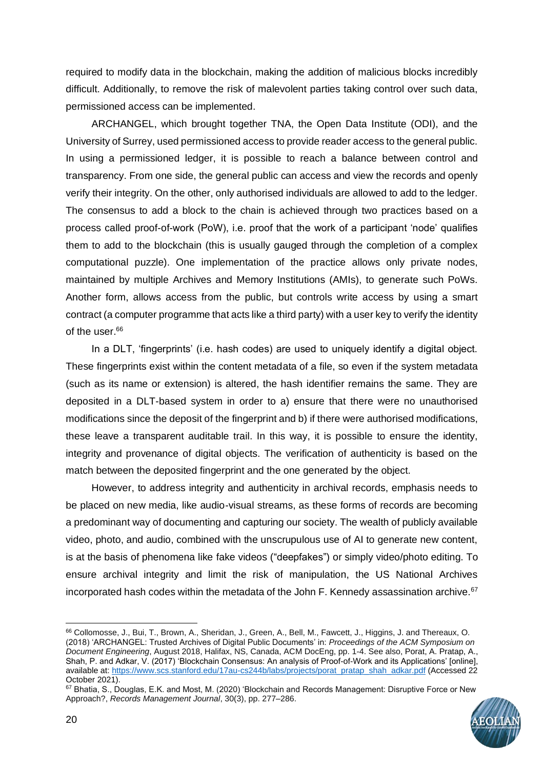required to modify data in the blockchain, making the addition of malicious blocks incredibly difficult. Additionally, to remove the risk of malevolent parties taking control over such data, permissioned access can be implemented.

ARCHANGEL, which brought together TNA, the Open Data Institute (ODI), and the University of Surrey, used permissioned access to provide reader access to the general public. In using a permissioned ledger, it is possible to reach a balance between control and transparency. From one side, the general public can access and view the records and openly verify their integrity. On the other, only authorised individuals are allowed to add to the ledger. The consensus to add a block to the chain is achieved through two practices based on a process called proof-of-work (PoW), i.e. proof that the work of a participant 'node' qualifies them to add to the blockchain (this is usually gauged through the completion of a complex computational puzzle). One implementation of the practice allows only private nodes, maintained by multiple Archives and Memory Institutions (AMIs), to generate such PoWs. Another form, allows access from the public, but controls write access by using a smart contract (a computer programme that acts like a third party) with a user key to verify the identity of the user.[66]

In a DLT, 'fingerprints' (i.e. hash codes) are used to uniquely identify a digital object. These fingerprints exist within the content metadata of a file, so even if the system metadata (such as its name or extension) is altered, the hash identifier remains the same. They are deposited in a DLT-based system in order to a) ensure that there were no unauthorised modifications since the deposit of the fingerprint and b) if there were authorised modifications, these leave a transparent auditable trail. In this way, it is possible to ensure the identity, integrity and provenance of digital objects. The verification of authenticity is based on the match between the deposited fingerprint and the one generated by the object.

However, to address integrity and authenticity in archival records, emphasis needs to be placed on new media, like audio-visual streams, as these forms of records are becoming a predominant way of documenting and capturing our society. The wealth of publicly available video, photo, and audio, combined with the unscrupulous use of AI to generate new content, is at the basis of phenomena like fake videos ("deepfakes") or simply video/photo editing. To ensure archival integrity and limit the risk of manipulation, the US National Archives incorporated hash codes within the metadata of the John F. Kennedy assassination archive.[67]

---

[66] Collomosse, J., Bui, T., Brown, A., Sheridan, J., Green, A., Bell, M., Fawcett, J., Higgins, J. and Thereaux, O. (2018) 'ARCHANGEL: Trusted Archives of Digital Public Documents' in: *Proceedings of the ACM Symposium on Document Engineering*, August 2018, Halifax, NS, Canada, ACM DocEng, pp. 1-4. See also, Porat, A. Pratap, A., Shah, P. and Adkar, V. (2017) 'Blockchain Consensus: An analysis of Proof-of-Work and its Applications' [online], available at: https://www.scs.stanford.edu/17au-cs244b/labs/projects/porat_pratap_shah_adkar.pdf (Accessed 22 October 2021).

[67] Bhatia, S., Douglas, E.K. and Most, M. (2020) 'Blockchain and Records Management: Disruptive Force or New Approach?, *Records Management Journal*, 30(3), pp. 277–286.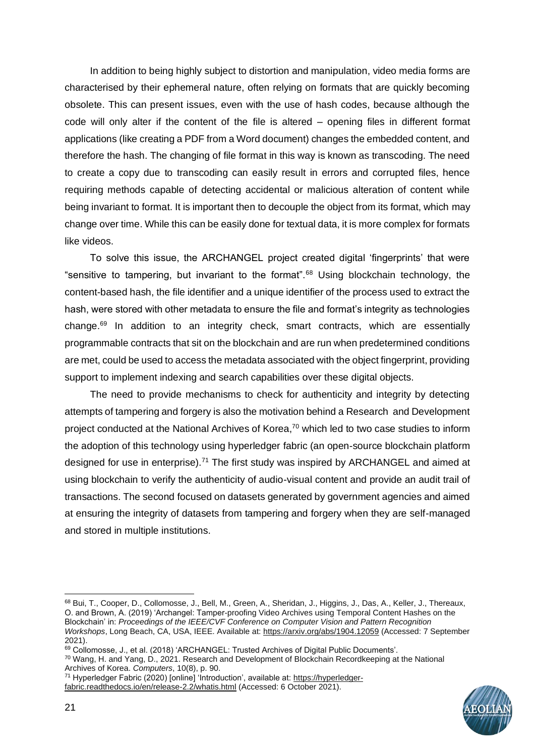In addition to being highly subject to distortion and manipulation, video media forms are characterised by their ephemeral nature, often relying on formats that are quickly becoming obsolete. This can present issues, even with the use of hash codes, because although the code will only alter if the content of the file is altered – opening files in different format applications (like creating a PDF from a Word document) changes the embedded content, and therefore the hash. The changing of file format in this way is known as transcoding. The need to create a copy due to transcoding can easily result in errors and corrupted files, hence requiring methods capable of detecting accidental or malicious alteration of content while being invariant to format. It is important then to decouple the object from its format, which may change over time. While this can be easily done for textual data, it is more complex for formats like videos.

To solve this issue, the ARCHANGEL project created digital 'fingerprints' that were "sensitive to tampering, but invariant to the format".[68] Using blockchain technology, the content-based hash, the file identifier and a unique identifier of the process used to extract the hash, were stored with other metadata to ensure the file and format's integrity as technologies change.[69] In addition to an integrity check, smart contracts, which are essentially programmable contracts that sit on the blockchain and are run when predetermined conditions are met, could be used to access the metadata associated with the object fingerprint, providing support to implement indexing and search capabilities over these digital objects.

The need to provide mechanisms to check for authenticity and integrity by detecting attempts of tampering and forgery is also the motivation behind a Research and Development project conducted at the National Archives of Korea,[70] which led to two case studies to inform the adoption of this technology using hyperledger fabric (an open-source blockchain platform designed for use in enterprise).[71] The first study was inspired by ARCHANGEL and aimed at using blockchain to verify the authenticity of audio-visual content and provide an audit trail of transactions. The second focused on datasets generated by government agencies and aimed at ensuring the integrity of datasets from tampering and forgery when they are self-managed and stored in multiple institutions.

---

[68] Bui, T., Cooper, D., Collomosse, J., Bell, M., Green, A., Sheridan, J., Higgins, J., Das, A., Keller, J., Thereaux, O. and Brown, A. (2019) 'Archangel: Tamper-proofing Video Archives using Temporal Content Hashes on the Blockchain' in: *Proceedings of the IEEE/CVF Conference on Computer Vision and Pattern Recognition Workshops*, Long Beach, CA, USA, IEEE. Available at: https://arxiv.org/abs/1904.12059 (Accessed: 7 September 2021).

[69] Collomosse, J., et al. (2018) 'ARCHANGEL: Trusted Archives of Digital Public Documents'.

[70] Wang, H. and Yang, D., 2021. Research and Development of Blockchain Recordkeeping at the National Archives of Korea. *Computers*, 10(8), p. 90.

[71] Hyperledger Fabric (2020) [online] 'Introduction', available at: https://hyperledger-fabric.readthedocs.io/en/release-2.2/whatis.html (Accessed: 6 October 2021).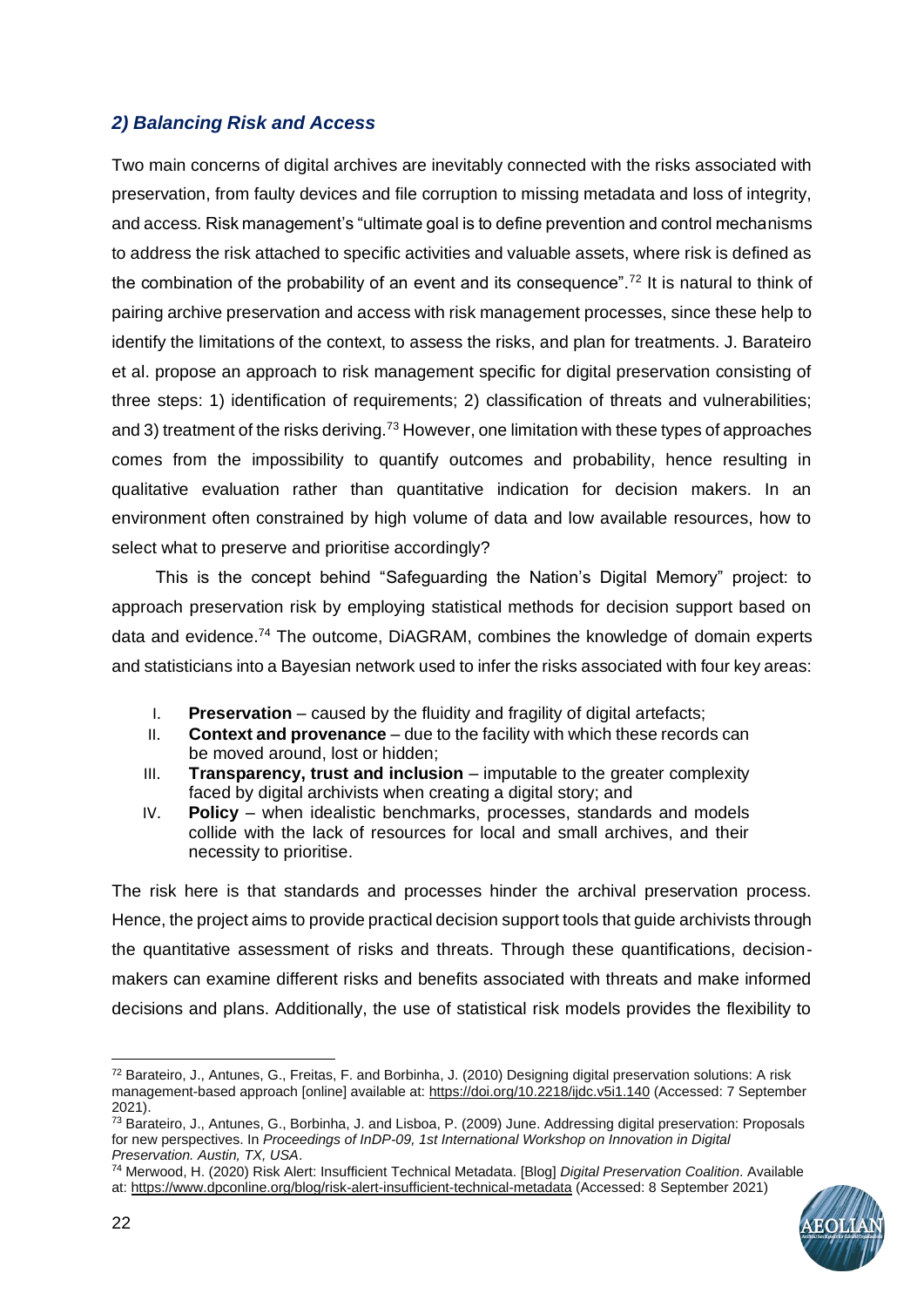### *2) Balancing Risk and Access*

Two main concerns of digital archives are inevitably connected with the risks associated with preservation, from faulty devices and file corruption to missing metadata and loss of integrity, and access. Risk management's "ultimate goal is to define prevention and control mechanisms to address the risk attached to specific activities and valuable assets, where risk is defined as the combination of the probability of an event and its consequence".[72] It is natural to think of pairing archive preservation and access with risk management processes, since these help to identify the limitations of the context, to assess the risks, and plan for treatments. J. Barateiro et al. propose an approach to risk management specific for digital preservation consisting of three steps: 1) identification of requirements; 2) classification of threats and vulnerabilities; and 3) treatment of the risks deriving.[73] However, one limitation with these types of approaches comes from the impossibility to quantify outcomes and probability, hence resulting in qualitative evaluation rather than quantitative indication for decision makers. In an environment often constrained by high volume of data and low available resources, how to select what to preserve and prioritise accordingly?

This is the concept behind "Safeguarding the Nation's Digital Memory" project: to approach preservation risk by employing statistical methods for decision support based on data and evidence.[74] The outcome, DiAGRAM, combines the knowledge of domain experts and statisticians into a Bayesian network used to infer the risks associated with four key areas:

I. **Preservation** – caused by the fluidity and fragility of digital artefacts;
II. **Context and provenance** – due to the facility with which these records can be moved around, lost or hidden;
III. **Transparency, trust and inclusion** – imputable to the greater complexity faced by digital archivists when creating a digital story; and
IV. **Policy** – when idealistic benchmarks, processes, standards and models collide with the lack of resources for local and small archives, and their necessity to prioritise.

The risk here is that standards and processes hinder the archival preservation process. Hence, the project aims to provide practical decision support tools that guide archivists through the quantitative assessment of risks and threats. Through these quantifications, decision-makers can examine different risks and benefits associated with threats and make informed decisions and plans. Additionally, the use of statistical risk models provides the flexibility to

---

[72] Barateiro, J., Antunes, G., Freitas, F. and Borbinha, J. (2010) Designing digital preservation solutions: A risk management-based approach [online] available at: https://doi.org/10.2218/ijdc.v5i1.140 (Accessed: 7 September 2021).

[73] Barateiro, J., Antunes, G., Borbinha, J. and Lisboa, P. (2009) June. Addressing digital preservation: Proposals for new perspectives. In *Proceedings of InDP-09, 1st International Workshop on Innovation in Digital Preservation. Austin, TX, USA*.

[74] Merwood, H. (2020) Risk Alert: Insufficient Technical Metadata. [Blog] *Digital Preservation Coalition*. Available at: https://www.dpconline.org/blog/risk-alert-insufficient-technical-metadata (Accessed: 8 September 2021)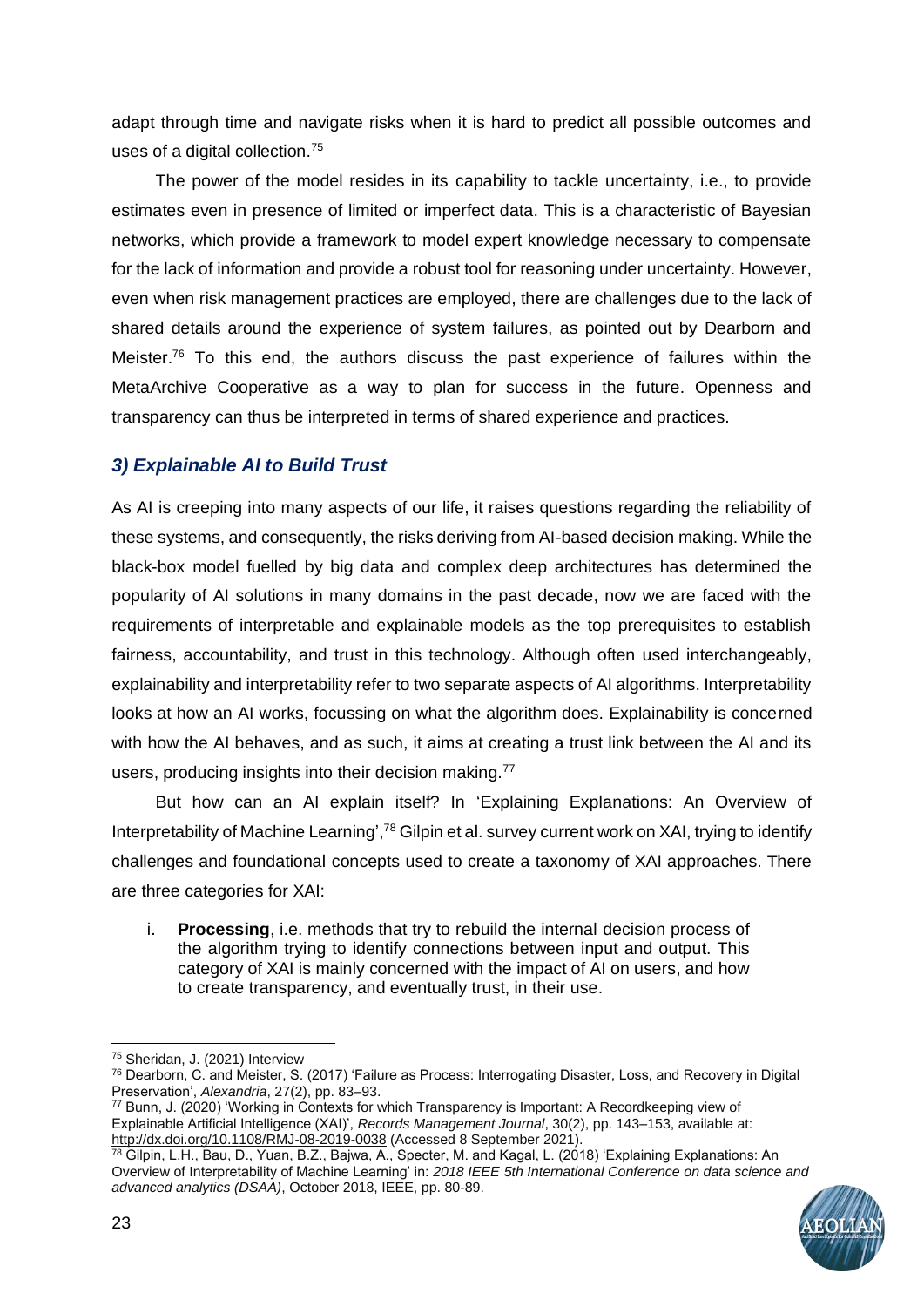adapt through time and navigate risks when it is hard to predict all possible outcomes and uses of a digital collection.[75]

The power of the model resides in its capability to tackle uncertainty, i.e., to provide estimates even in presence of limited or imperfect data. This is a characteristic of Bayesian networks, which provide a framework to model expert knowledge necessary to compensate for the lack of information and provide a robust tool for reasoning under uncertainty. However, even when risk management practices are employed, there are challenges due to the lack of shared details around the experience of system failures, as pointed out by Dearborn and Meister.[76] To this end, the authors discuss the past experience of failures within the MetaArchive Cooperative as a way to plan for success in the future. Openness and transparency can thus be interpreted in terms of shared experience and practices.

### *3) Explainable AI to Build Trust*

As AI is creeping into many aspects of our life, it raises questions regarding the reliability of these systems, and consequently, the risks deriving from AI-based decision making. While the black-box model fuelled by big data and complex deep architectures has determined the popularity of AI solutions in many domains in the past decade, now we are faced with the requirements of interpretable and explainable models as the top prerequisites to establish fairness, accountability, and trust in this technology. Although often used interchangeably, explainability and interpretability refer to two separate aspects of AI algorithms. Interpretability looks at how an AI works, focussing on what the algorithm does. Explainability is concerned with how the AI behaves, and as such, it aims at creating a trust link between the AI and its users, producing insights into their decision making.[77]

But how can an AI explain itself? In 'Explaining Explanations: An Overview of Interpretability of Machine Learning',[78] Gilpin et al. survey current work on XAI, trying to identify challenges and foundational concepts used to create a taxonomy of XAI approaches. There are three categories for XAI:

i. **Processing**, i.e. methods that try to rebuild the internal decision process of the algorithm trying to identify connections between input and output. This category of XAI is mainly concerned with the impact of AI on users, and how to create transparency, and eventually trust, in their use.

---

[75] Sheridan, J. (2021) Interview

[76] Dearborn, C. and Meister, S. (2017) 'Failure as Process: Interrogating Disaster, Loss, and Recovery in Digital Preservation', *Alexandria*, 27(2), pp. 83–93.

[77] Bunn, J. (2020) 'Working in Contexts for which Transparency is Important: A Recordkeeping view of Explainable Artificial Intelligence (XAI)', *Records Management Journal*, 30(2), pp. 143–153, available at: http://dx.doi.org/10.1108/RMJ-08-2019-0038 (Accessed 8 September 2021).

[78] Gilpin, L.H., Bau, D., Yuan, B.Z., Bajwa, A., Specter, M. and Kagal, L. (2018) 'Explaining Explanations: An Overview of Interpretability of Machine Learning' in: *2018 IEEE 5th International Conference on data science and advanced analytics (DSAA)*, October 2018, IEEE, pp. 80-89.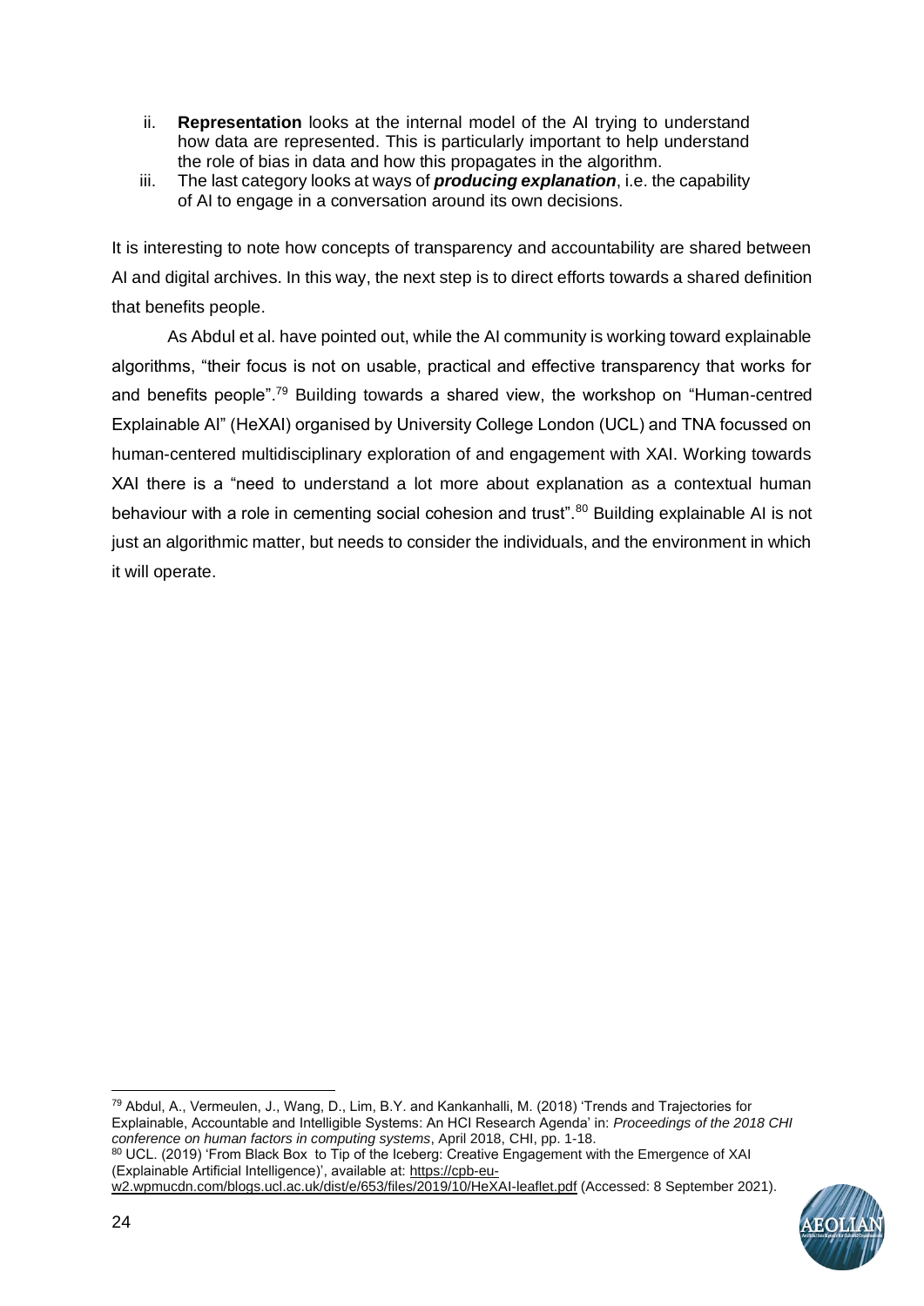ii. **Representation** looks at the internal model of the AI trying to understand how data are represented. This is particularly important to help understand the role of bias in data and how this propagates in the algorithm.

iii. The last category looks at ways of ***producing explanation***, i.e. the capability of AI to engage in a conversation around its own decisions.

It is interesting to note how concepts of transparency and accountability are shared between AI and digital archives. In this way, the next step is to direct efforts towards a shared definition that benefits people.

As Abdul et al. have pointed out, while the AI community is working toward explainable algorithms, "their focus is not on usable, practical and effective transparency that works for and benefits people".[79] Building towards a shared view, the workshop on "Human-centred Explainable AI" (HeXAI) organised by University College London (UCL) and TNA focussed on human-centered multidisciplinary exploration of and engagement with XAI. Working towards XAI there is a "need to understand a lot more about explanation as a contextual human behaviour with a role in cementing social cohesion and trust".[80] Building explainable AI is not just an algorithmic matter, but needs to consider the individuals, and the environment in which it will operate.

---

[79] Abdul, A., Vermeulen, J., Wang, D., Lim, B.Y. and Kankanhalli, M. (2018) 'Trends and Trajectories for Explainable, Accountable and Intelligible Systems: An HCI Research Agenda' in: *Proceedings of the 2018 CHI conference on human factors in computing systems*, April 2018, CHI, pp. 1-18.

[80] UCL. (2019) 'From Black Box to Tip of the Iceberg: Creative Engagement with the Emergence of XAI (Explainable Artificial Intelligence)', available at: https://cpb-eu-w2.wpmucdn.com/blogs.ucl.ac.uk/dist/e/653/files/2019/10/HeXAI-leaflet.pdf (Accessed: 8 September 2021).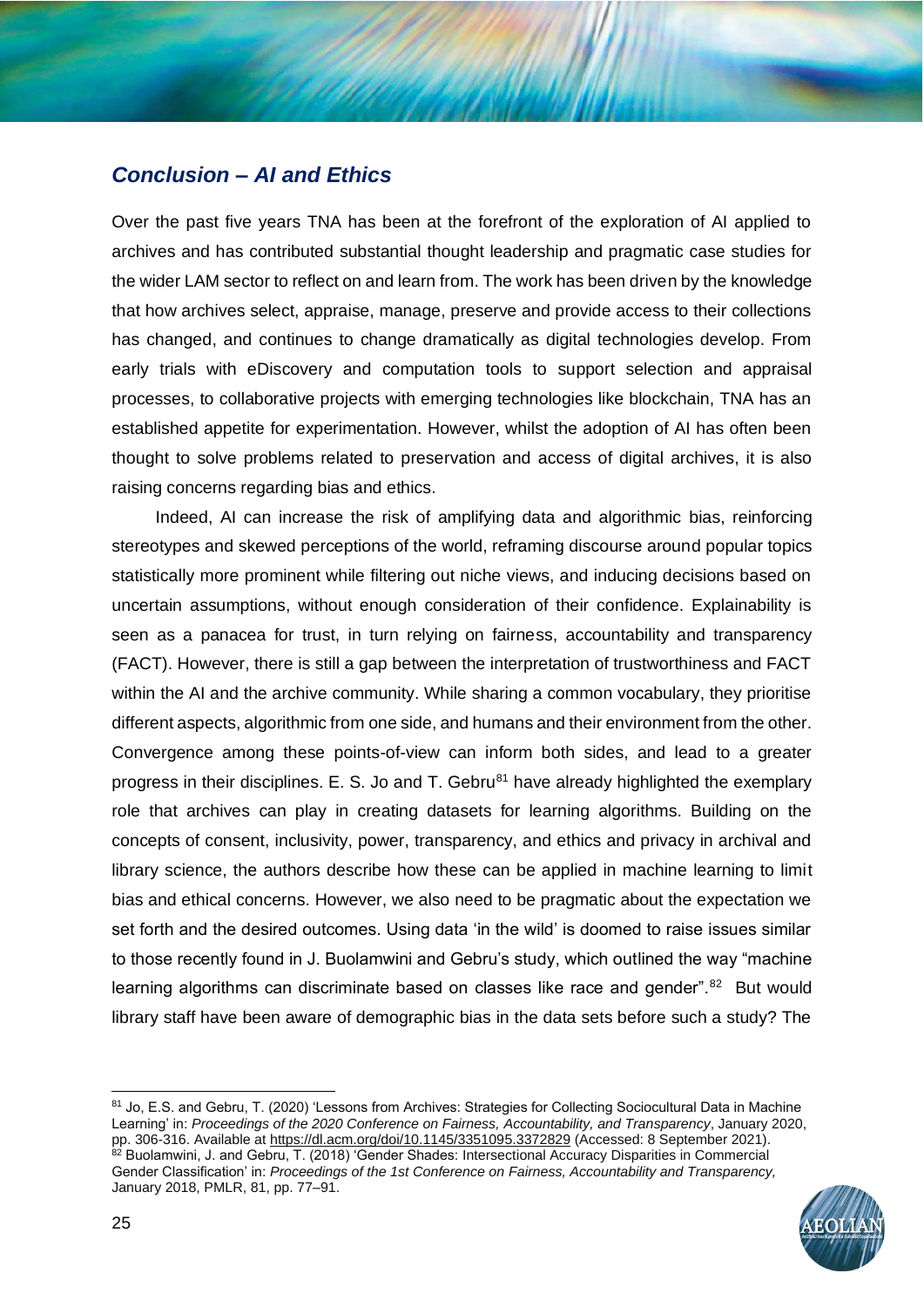## *Conclusion – AI and Ethics*

Over the past five years TNA has been at the forefront of the exploration of AI applied to archives and has contributed substantial thought leadership and pragmatic case studies for the wider LAM sector to reflect on and learn from. The work has been driven by the knowledge that how archives select, appraise, manage, preserve and provide access to their collections has changed, and continues to change dramatically as digital technologies develop. From early trials with eDiscovery and computation tools to support selection and appraisal processes, to collaborative projects with emerging technologies like blockchain, TNA has an established appetite for experimentation. However, whilst the adoption of AI has often been thought to solve problems related to preservation and access of digital archives, it is also raising concerns regarding bias and ethics.

Indeed, AI can increase the risk of amplifying data and algorithmic bias, reinforcing stereotypes and skewed perceptions of the world, reframing discourse around popular topics statistically more prominent while filtering out niche views, and inducing decisions based on uncertain assumptions, without enough consideration of their confidence. Explainability is seen as a panacea for trust, in turn relying on fairness, accountability and transparency (FACT). However, there is still a gap between the interpretation of trustworthiness and FACT within the AI and the archive community. While sharing a common vocabulary, they prioritise different aspects, algorithmic from one side, and humans and their environment from the other. Convergence among these points-of-view can inform both sides, and lead to a greater progress in their disciplines. E. S. Jo and T. Gebru[81] have already highlighted the exemplary role that archives can play in creating datasets for learning algorithms. Building on the concepts of consent, inclusivity, power, transparency, and ethics and privacy in archival and library science, the authors describe how these can be applied in machine learning to limit bias and ethical concerns. However, we also need to be pragmatic about the expectation we set forth and the desired outcomes. Using data 'in the wild' is doomed to raise issues similar to those recently found in J. Buolamwini and Gebru's study, which outlined the way "machine learning algorithms can discriminate based on classes like race and gender".[82] But would library staff have been aware of demographic bias in the data sets before such a study? The

---

[81] Jo, E.S. and Gebru, T. (2020) 'Lessons from Archives: Strategies for Collecting Sociocultural Data in Machine Learning' in: *Proceedings of the 2020 Conference on Fairness, Accountability, and Transparency*, January 2020, pp. 306-316. Available at https://dl.acm.org/doi/10.1145/3351095.3372829 (Accessed: 8 September 2021).

[82] Buolamwini, J. and Gebru, T. (2018) 'Gender Shades: Intersectional Accuracy Disparities in Commercial Gender Classification' in: *Proceedings of the 1st Conference on Fairness, Accountability and Transparency,* January 2018, PMLR, 81, pp. 77–91.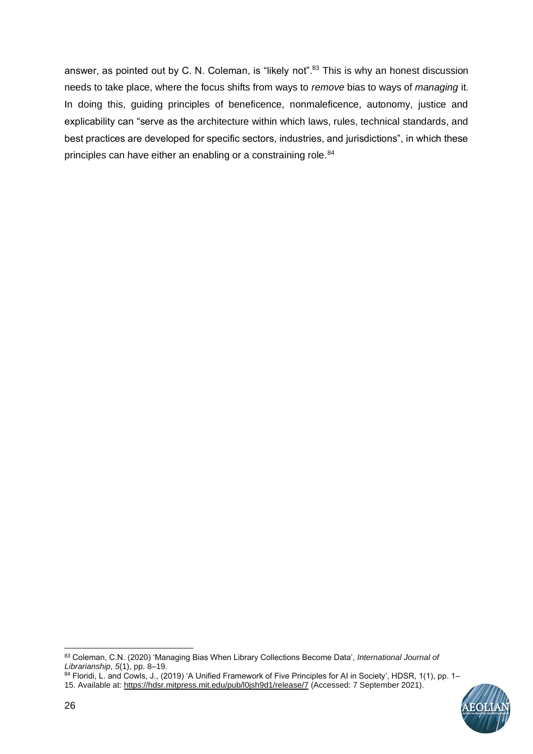answer, as pointed out by C. N. Coleman, is "likely not".[83] This is why an honest discussion needs to take place, where the focus shifts from ways to *remove* bias to ways of *managing* it. In doing this, guiding principles of beneficence, nonmaleficence, autonomy, justice and explicability can "serve as the architecture within which laws, rules, technical standards, and best practices are developed for specific sectors, industries, and jurisdictions", in which these principles can have either an enabling or a constraining role.[84]

---

[83] Coleman, C.N. (2020) 'Managing Bias When Library Collections Become Data', *International Journal of Librarianship*, *5*(1), pp. 8–19.

[84] Floridi, L. and Cowls, J., (2019) 'A Unified Framework of Five Principles for AI in Society', HDSR, 1(1), pp. 1–15. Available at: https://hdsr.mitpress.mit.edu/pub/l0jsh9d1/release/7 (Accessed: 7 September 2021).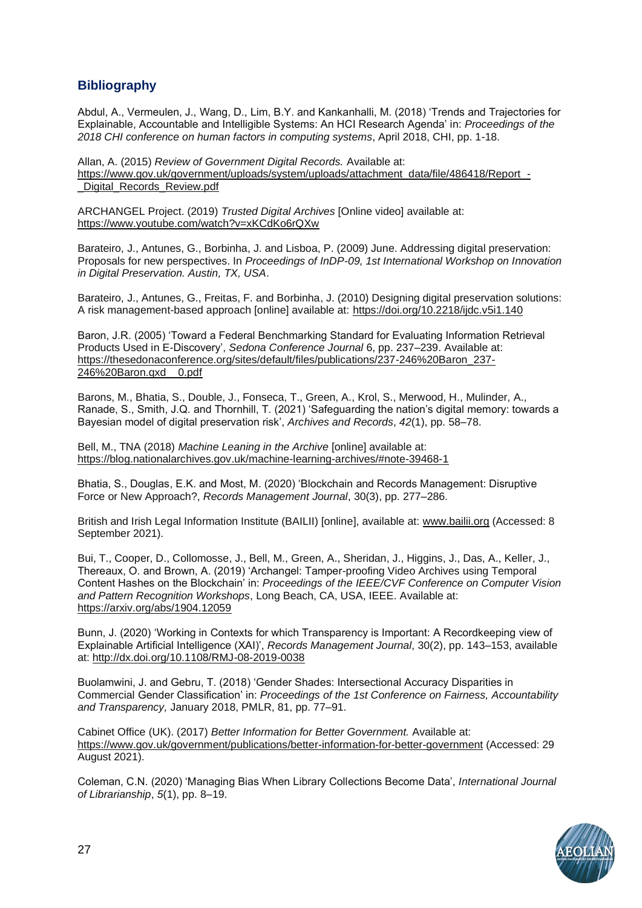## Bibliography

Abdul, A., Vermeulen, J., Wang, D., Lim, B.Y. and Kankanhalli, M. (2018) 'Trends and Trajectories for Explainable, Accountable and Intelligible Systems: An HCI Research Agenda' in: *Proceedings of the 2018 CHI conference on human factors in computing systems*, April 2018, CHI, pp. 1-18.

Allan, A. (2015) *Review of Government Digital Records.* Available at: https://www.gov.uk/government/uploads/system/uploads/attachment_data/file/486418/Report_-_Digital_Records_Review.pdf

ARCHANGEL Project. (2019) *Trusted Digital Archives* [Online video] available at: https://www.youtube.com/watch?v=xKCdKo6rQXw

Barateiro, J., Antunes, G., Borbinha, J. and Lisboa, P. (2009) June. Addressing digital preservation: Proposals for new perspectives. In *Proceedings of InDP-09, 1st International Workshop on Innovation in Digital Preservation. Austin, TX, USA*.

Barateiro, J., Antunes, G., Freitas, F. and Borbinha, J. (2010) Designing digital preservation solutions: A risk management-based approach [online] available at: https://doi.org/10.2218/ijdc.v5i1.140

Baron, J.R. (2005) 'Toward a Federal Benchmarking Standard for Evaluating Information Retrieval Products Used in E-Discovery', *Sedona Conference Journal* 6, pp. 237–239. Available at: https://thesedonaconference.org/sites/default/files/publications/237-246%20Baron_237-246%20Baron.qxd__0.pdf

Barons, M., Bhatia, S., Double, J., Fonseca, T., Green, A., Krol, S., Merwood, H., Mulinder, A., Ranade, S., Smith, J.Q. and Thornhill, T. (2021) 'Safeguarding the nation's digital memory: towards a Bayesian model of digital preservation risk', *Archives and Records*, *42*(1), pp. 58–78.

Bell, M., TNA (2018) *Machine Leaning in the Archive* [online] available at: https://blog.nationalarchives.gov.uk/machine-learning-archives/#note-39468-1

Bhatia, S., Douglas, E.K. and Most, M. (2020) 'Blockchain and Records Management: Disruptive Force or New Approach?, *Records Management Journal*, 30(3), pp. 277–286.

British and Irish Legal Information Institute (BAILII) [online], available at: www.bailii.org (Accessed: 8 September 2021).

Bui, T., Cooper, D., Collomosse, J., Bell, M., Green, A., Sheridan, J., Higgins, J., Das, A., Keller, J., Thereaux, O. and Brown, A. (2019) 'Archangel: Tamper-proofing Video Archives using Temporal Content Hashes on the Blockchain' in: *Proceedings of the IEEE/CVF Conference on Computer Vision and Pattern Recognition Workshops*, Long Beach, CA, USA, IEEE. Available at: https://arxiv.org/abs/1904.12059

Bunn, J. (2020) 'Working in Contexts for which Transparency is Important: A Recordkeeping view of Explainable Artificial Intelligence (XAI)', *Records Management Journal*, 30(2), pp. 143–153, available at: http://dx.doi.org/10.1108/RMJ-08-2019-0038

Buolamwini, J. and Gebru, T. (2018) 'Gender Shades: Intersectional Accuracy Disparities in Commercial Gender Classification' in: *Proceedings of the 1st Conference on Fairness, Accountability and Transparency,* January 2018, PMLR, 81, pp. 77–91.

Cabinet Office (UK). (2017) *Better Information for Better Government.* Available at: https://www.gov.uk/government/publications/better-information-for-better-government (Accessed: 29 August 2021).

Coleman, C.N. (2020) 'Managing Bias When Library Collections Become Data', *International Journal of Librarianship*, *5*(1), pp. 8–19.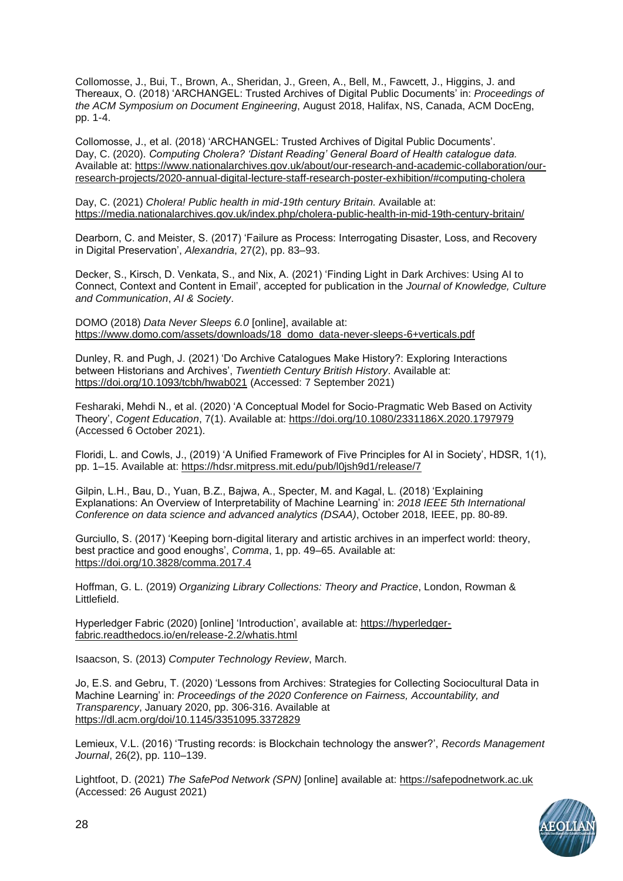Collomosse, J., Bui, T., Brown, A., Sheridan, J., Green, A., Bell, M., Fawcett, J., Higgins, J. and Thereaux, O. (2018) 'ARCHANGEL: Trusted Archives of Digital Public Documents' in: *Proceedings of the ACM Symposium on Document Engineering*, August 2018, Halifax, NS, Canada, ACM DocEng, pp. 1-4.

Collomosse, J., et al. (2018) 'ARCHANGEL: Trusted Archives of Digital Public Documents'.
Day, C. (2020). *Computing Cholera? 'Distant Reading' General Board of Health catalogue data.* Available at: https://www.nationalarchives.gov.uk/about/our-research-and-academic-collaboration/our-research-projects/2020-annual-digital-lecture-staff-research-poster-exhibition/#computing-cholera

Day, C. (2021) *Cholera! Public health in mid-19th century Britain.* Available at: https://media.nationalarchives.gov.uk/index.php/cholera-public-health-in-mid-19th-century-britain/

Dearborn, C. and Meister, S. (2017) 'Failure as Process: Interrogating Disaster, Loss, and Recovery in Digital Preservation', *Alexandria*, 27(2), pp. 83–93.

Decker, S., Kirsch, D. Venkata, S., and Nix, A. (2021) 'Finding Light in Dark Archives: Using AI to Connect, Context and Content in Email', accepted for publication in the *Journal of Knowledge, Culture and Communication*, *AI & Society*.

DOMO (2018) *Data Never Sleeps 6.0* [online], available at: https://www.domo.com/assets/downloads/18_domo_data-never-sleeps-6+verticals.pdf

Dunley, R. and Pugh, J. (2021) 'Do Archive Catalogues Make History?: Exploring Interactions between Historians and Archives', *Twentieth Century British History*. Available at: https://doi.org/10.1093/tcbh/hwab021 (Accessed: 7 September 2021)

Fesharaki, Mehdi N., et al. (2020) 'A Conceptual Model for Socio-Pragmatic Web Based on Activity Theory', *Cogent Education*, 7(1). Available at: https://doi.org/10.1080/2331186X.2020.1797979 (Accessed 6 October 2021).

Floridi, L. and Cowls, J., (2019) 'A Unified Framework of Five Principles for AI in Society', HDSR, 1(1), pp. 1–15. Available at: https://hdsr.mitpress.mit.edu/pub/l0jsh9d1/release/7

Gilpin, L.H., Bau, D., Yuan, B.Z., Bajwa, A., Specter, M. and Kagal, L. (2018) 'Explaining Explanations: An Overview of Interpretability of Machine Learning' in: *2018 IEEE 5th International Conference on data science and advanced analytics (DSAA)*, October 2018, IEEE, pp. 80-89.

Gurciullo, S. (2017) 'Keeping born-digital literary and artistic archives in an imperfect world: theory, best practice and good enoughs', *Comma*, 1, pp. 49–65. Available at: https://doi.org/10.3828/comma.2017.4

Hoffman, G. L. (2019) *Organizing Library Collections: Theory and Practice*, London, Rowman & Littlefield.

Hyperledger Fabric (2020) [online] 'Introduction', available at: https://hyperledger-fabric.readthedocs.io/en/release-2.2/whatis.html

Isaacson, S. (2013) *Computer Technology Review*, March.

Jo, E.S. and Gebru, T. (2020) 'Lessons from Archives: Strategies for Collecting Sociocultural Data in Machine Learning' in: *Proceedings of the 2020 Conference on Fairness, Accountability, and Transparency*, January 2020, pp. 306-316. Available at https://dl.acm.org/doi/10.1145/3351095.3372829

Lemieux, V.L. (2016) 'Trusting records: is Blockchain technology the answer?', *Records Management Journal*, 26(2), pp. 110–139.

Lightfoot, D. (2021) *The SafePod Network (SPN)* [online] available at: https://safepodnetwork.ac.uk (Accessed: 26 August 2021)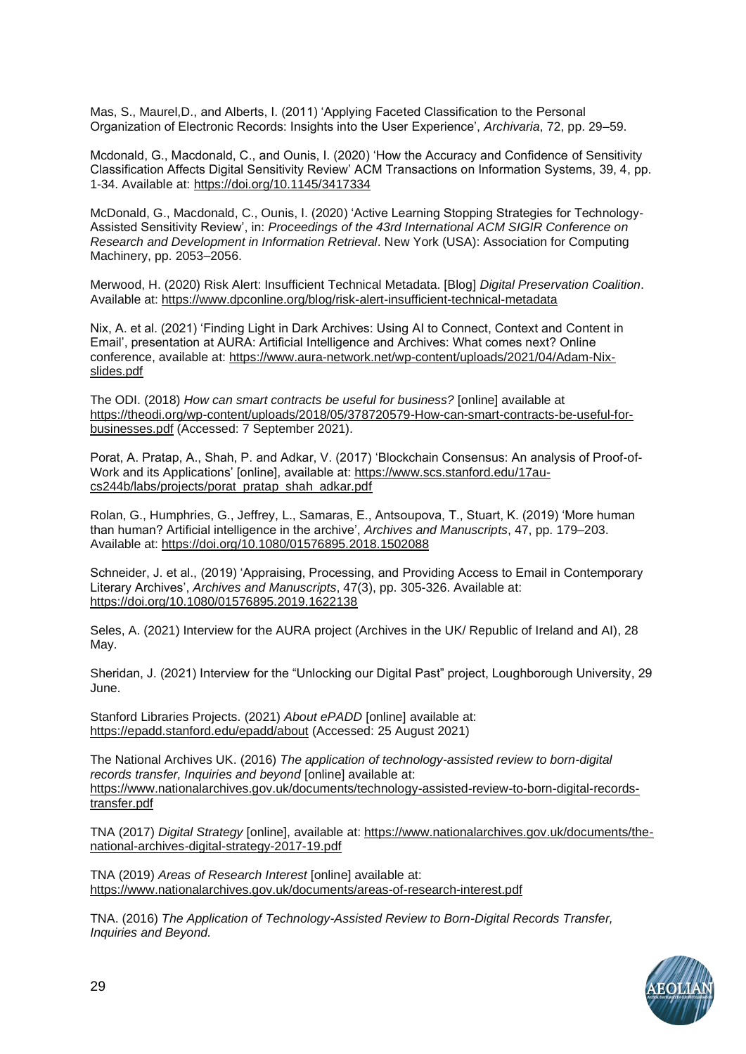Mas, S., Maurel,D., and Alberts, I. (2011) 'Applying Faceted Classification to the Personal Organization of Electronic Records: Insights into the User Experience', *Archivaria*, 72, pp. 29–59.

Mcdonald, G., Macdonald, C., and Ounis, I. (2020) 'How the Accuracy and Confidence of Sensitivity Classification Affects Digital Sensitivity Review' ACM Transactions on Information Systems, 39, 4, pp. 1-34. Available at: https://doi.org/10.1145/3417334

McDonald, G., Macdonald, C., Ounis, I. (2020) 'Active Learning Stopping Strategies for Technology-Assisted Sensitivity Review', in: *Proceedings of the 43rd International ACM SIGIR Conference on Research and Development in Information Retrieval*. New York (USA): Association for Computing Machinery, pp. 2053–2056.

Merwood, H. (2020) Risk Alert: Insufficient Technical Metadata. [Blog] *Digital Preservation Coalition*. Available at: https://www.dpconline.org/blog/risk-alert-insufficient-technical-metadata

Nix, A. et al. (2021) 'Finding Light in Dark Archives: Using AI to Connect, Context and Content in Email', presentation at AURA: Artificial Intelligence and Archives: What comes next? Online conference, available at: https://www.aura-network.net/wp-content/uploads/2021/04/Adam-Nix-slides.pdf

The ODI. (2018) *How can smart contracts be useful for business?* [online] available at https://theodi.org/wp-content/uploads/2018/05/378720579-How-can-smart-contracts-be-useful-for-businesses.pdf (Accessed: 7 September 2021).

Porat, A. Pratap, A., Shah, P. and Adkar, V. (2017) 'Blockchain Consensus: An analysis of Proof-of-Work and its Applications' [online], available at: https://www.scs.stanford.edu/17au-cs244b/labs/projects/porat_pratap_shah_adkar.pdf

Rolan, G., Humphries, G., Jeffrey, L., Samaras, E., Antsoupova, T., Stuart, K. (2019) 'More human than human? Artificial intelligence in the archive', *Archives and Manuscripts*, 47, pp. 179–203. Available at: https://doi.org/10.1080/01576895.2018.1502088

Schneider, J. et al., (2019) 'Appraising, Processing, and Providing Access to Email in Contemporary Literary Archives', *Archives and Manuscripts*, 47(3), pp. 305-326. Available at: https://doi.org/10.1080/01576895.2019.1622138

Seles, A. (2021) Interview for the AURA project (Archives in the UK/ Republic of Ireland and AI), 28 May.

Sheridan, J. (2021) Interview for the "Unlocking our Digital Past" project, Loughborough University, 29 June.

Stanford Libraries Projects. (2021) *About ePADD* [online] available at: https://epadd.stanford.edu/epadd/about (Accessed: 25 August 2021)

The National Archives UK. (2016) *The application of technology-assisted review to born-digital records transfer, Inquiries and beyond* [online] available at: https://www.nationalarchives.gov.uk/documents/technology-assisted-review-to-born-digital-records-transfer.pdf

TNA (2017) *Digital Strategy* [online], available at: https://www.nationalarchives.gov.uk/documents/the-national-archives-digital-strategy-2017-19.pdf

TNA (2019) *Areas of Research Interest* [online] available at: https://www.nationalarchives.gov.uk/documents/areas-of-research-interest.pdf

TNA. (2016) *The Application of Technology-Assisted Review to Born-Digital Records Transfer, Inquiries and Beyond.*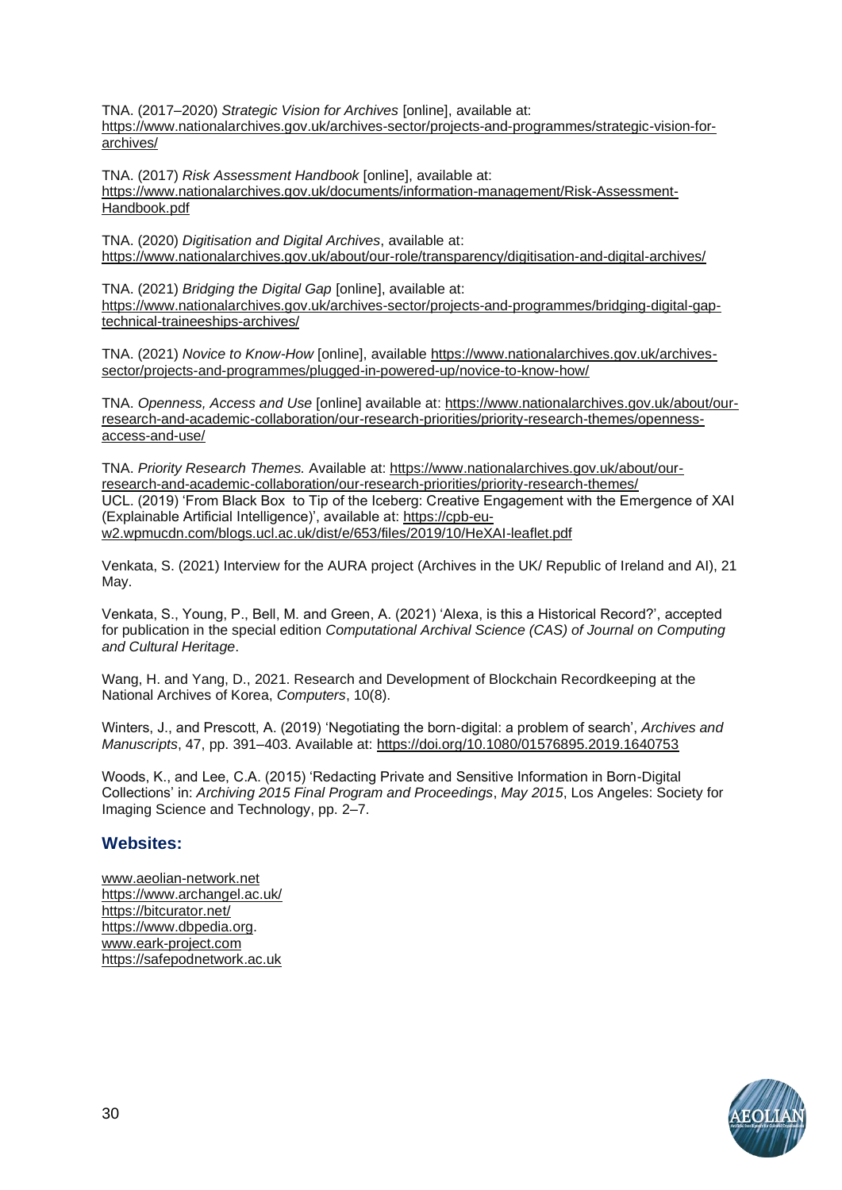TNA. (2017–2020) *Strategic Vision for Archives* [online], available at: https://www.nationalarchives.gov.uk/archives-sector/projects-and-programmes/strategic-vision-for-archives/

TNA. (2017) *Risk Assessment Handbook* [online], available at: https://www.nationalarchives.gov.uk/documents/information-management/Risk-Assessment-Handbook.pdf

TNA. (2020) *Digitisation and Digital Archives*, available at: https://www.nationalarchives.gov.uk/about/our-role/transparency/digitisation-and-digital-archives/

TNA. (2021) *Bridging the Digital Gap* [online], available at: https://www.nationalarchives.gov.uk/archives-sector/projects-and-programmes/bridging-digital-gap-technical-traineeships-archives/

TNA. (2021) *Novice to Know-How* [online], available https://www.nationalarchives.gov.uk/archives-sector/projects-and-programmes/plugged-in-powered-up/novice-to-know-how/

TNA. *Openness, Access and Use* [online] available at: https://www.nationalarchives.gov.uk/about/our-research-and-academic-collaboration/our-research-priorities/priority-research-themes/openness-access-and-use/

TNA. *Priority Research Themes.* Available at: https://www.nationalarchives.gov.uk/about/our-research-and-academic-collaboration/our-research-priorities/priority-research-themes/
UCL. (2019) 'From Black Box to Tip of the Iceberg: Creative Engagement with the Emergence of XAI (Explainable Artificial Intelligence)', available at: https://cpb-eu-w2.wpmucdn.com/blogs.ucl.ac.uk/dist/e/653/files/2019/10/HeXAI-leaflet.pdf

Venkata, S. (2021) Interview for the AURA project (Archives in the UK/ Republic of Ireland and AI), 21 May.

Venkata, S., Young, P., Bell, M. and Green, A. (2021) 'Alexa, is this a Historical Record?', accepted for publication in the special edition *Computational Archival Science (CAS) of Journal on Computing and Cultural Heritage*.

Wang, H. and Yang, D., 2021. Research and Development of Blockchain Recordkeeping at the National Archives of Korea, *Computers*, 10(8).

Winters, J., and Prescott, A. (2019) 'Negotiating the born-digital: a problem of search', *Archives and Manuscripts*, 47, pp. 391–403. Available at: https://doi.org/10.1080/01576895.2019.1640753

Woods, K., and Lee, C.A. (2015) 'Redacting Private and Sensitive Information in Born-Digital Collections' in: *Archiving 2015 Final Program and Proceedings*, *May 2015*, Los Angeles: Society for Imaging Science and Technology, pp. 2–7.

## Websites:

www.aeolian-network.net
https://www.archangel.ac.uk/
https://bitcurator.net/
https://www.dbpedia.org.
www.eark-project.com
https://safepodnetwork.ac.uk